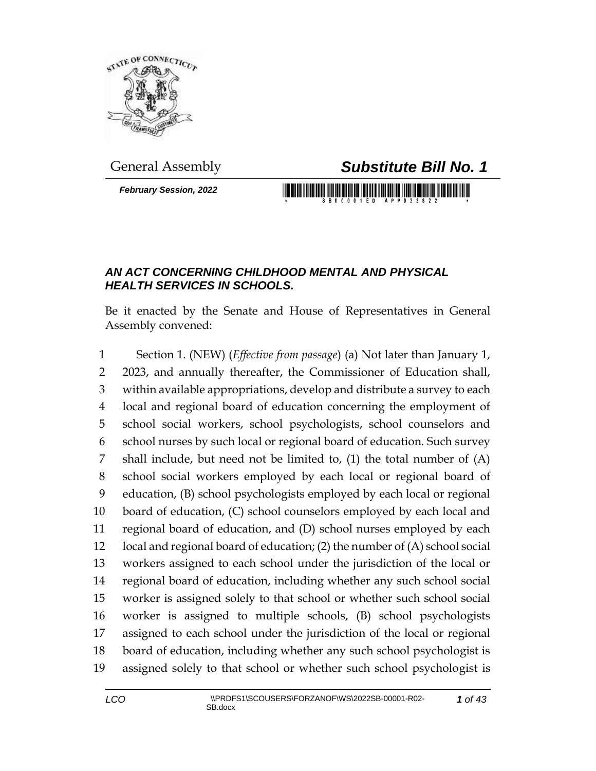General Assembly

# *Substitute Bill No. 1*

***February Session, 2022***

## *AN ACT CONCERNING CHILDHOOD MENTAL AND PHYSICAL HEALTH SERVICES IN SCHOOLS.*

Be it enacted by the Senate and House of Representatives in General Assembly convened:

Section 1. (NEW) (*Effective from passage*) (a) Not later than January 1, 2023, and annually thereafter, the Commissioner of Education shall, within available appropriations, develop and distribute a survey to each local and regional board of education concerning the employment of school social workers, school psychologists, school counselors and school nurses by such local or regional board of education. Such survey shall include, but need not be limited to, (1) the total number of (A) school social workers employed by each local or regional board of education, (B) school psychologists employed by each local or regional board of education, (C) school counselors employed by each local and regional board of education, and (D) school nurses employed by each local and regional board of education; (2) the number of (A) school social workers assigned to each school under the jurisdiction of the local or regional board of education, including whether any such school social worker is assigned solely to that school or whether such school social worker is assigned to multiple schools, (B) school psychologists assigned to each school under the jurisdiction of the local or regional board of education, including whether any such school psychologist is assigned solely to that school or whether such school psychologist is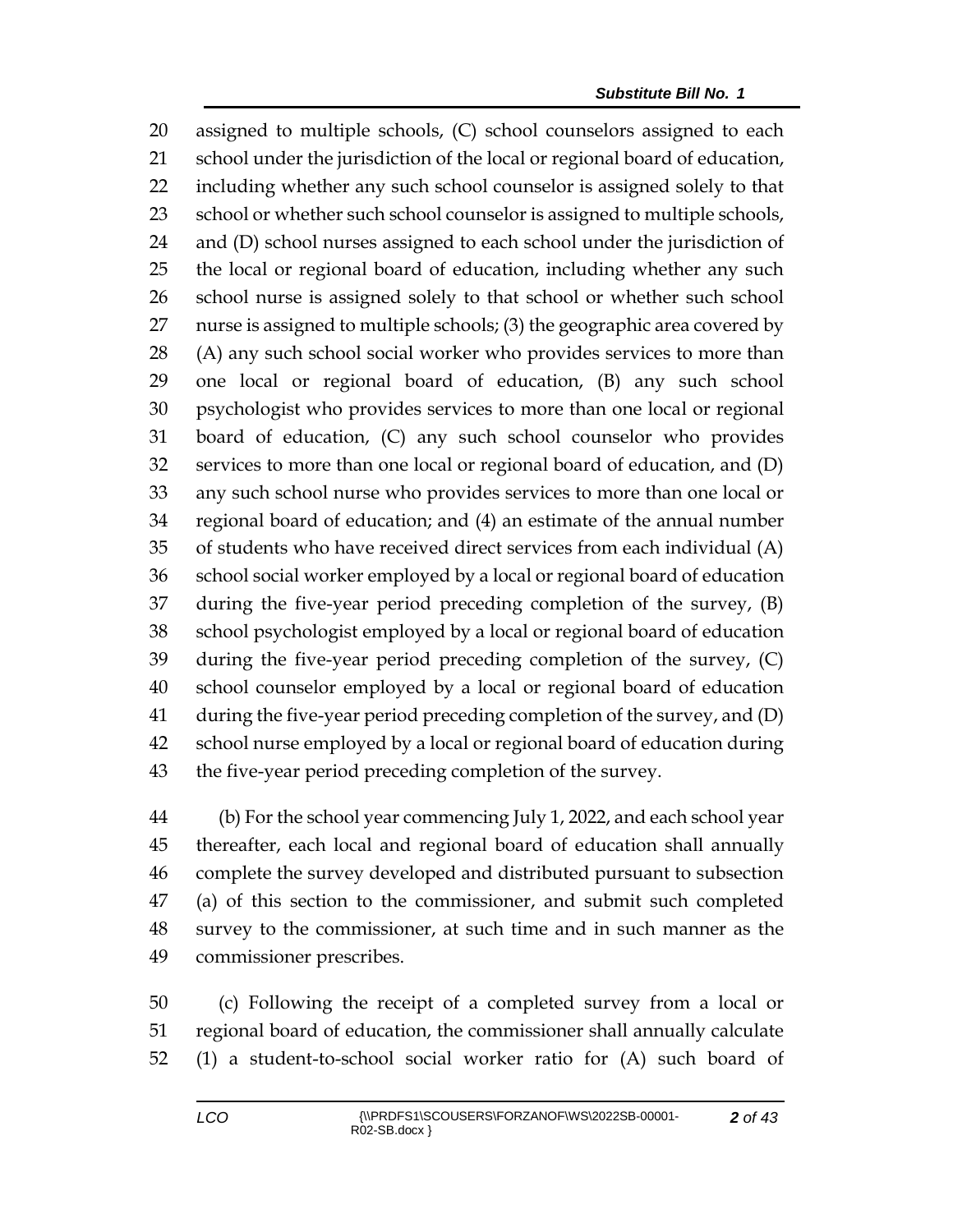assigned to multiple schools, (C) school counselors assigned to each school under the jurisdiction of the local or regional board of education, including whether any such school counselor is assigned solely to that school or whether such school counselor is assigned to multiple schools, and (D) school nurses assigned to each school under the jurisdiction of the local or regional board of education, including whether any such school nurse is assigned solely to that school or whether such school nurse is assigned to multiple schools; (3) the geographic area covered by (A) any such school social worker who provides services to more than one local or regional board of education, (B) any such school psychologist who provides services to more than one local or regional board of education, (C) any such school counselor who provides services to more than one local or regional board of education, and (D) any such school nurse who provides services to more than one local or regional board of education; and (4) an estimate of the annual number of students who have received direct services from each individual (A) school social worker employed by a local or regional board of education during the five-year period preceding completion of the survey, (B) school psychologist employed by a local or regional board of education during the five-year period preceding completion of the survey, (C) school counselor employed by a local or regional board of education during the five-year period preceding completion of the survey, and (D) school nurse employed by a local or regional board of education during the five-year period preceding completion of the survey.

(b) For the school year commencing July 1, 2022, and each school year thereafter, each local and regional board of education shall annually complete the survey developed and distributed pursuant to subsection (a) of this section to the commissioner, and submit such completed survey to the commissioner, at such time and in such manner as the commissioner prescribes.

(c) Following the receipt of a completed survey from a local or regional board of education, the commissioner shall annually calculate (1) a student-to-school social worker ratio for (A) such board of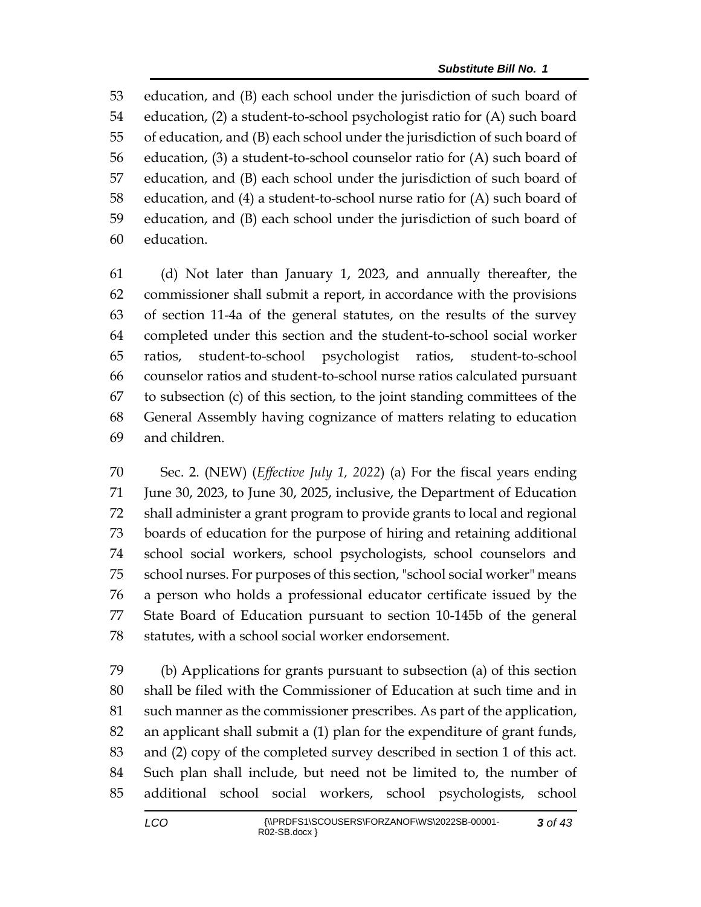education, and (B) each school under the jurisdiction of such board of education, (2) a student-to-school psychologist ratio for (A) such board of education, and (B) each school under the jurisdiction of such board of education, (3) a student-to-school counselor ratio for (A) such board of education, and (B) each school under the jurisdiction of such board of education, and (4) a student-to-school nurse ratio for (A) such board of education, and (B) each school under the jurisdiction of such board of education.

(d) Not later than January 1, 2023, and annually thereafter, the commissioner shall submit a report, in accordance with the provisions of section 11-4a of the general statutes, on the results of the survey completed under this section and the student-to-school social worker ratios, student-to-school psychologist ratios, student-to-school counselor ratios and student-to-school nurse ratios calculated pursuant to subsection (c) of this section, to the joint standing committees of the General Assembly having cognizance of matters relating to education and children.

Sec. 2. (NEW) (*Effective July 1, 2022*) (a) For the fiscal years ending June 30, 2023, to June 30, 2025, inclusive, the Department of Education shall administer a grant program to provide grants to local and regional boards of education for the purpose of hiring and retaining additional school social workers, school psychologists, school counselors and school nurses. For purposes of this section, "school social worker" means a person who holds a professional educator certificate issued by the State Board of Education pursuant to section 10-145b of the general statutes, with a school social worker endorsement.

(b) Applications for grants pursuant to subsection (a) of this section shall be filed with the Commissioner of Education at such time and in such manner as the commissioner prescribes. As part of the application, an applicant shall submit a (1) plan for the expenditure of grant funds, and (2) copy of the completed survey described in section 1 of this act. Such plan shall include, but need not be limited to, the number of additional school social workers, school psychologists, school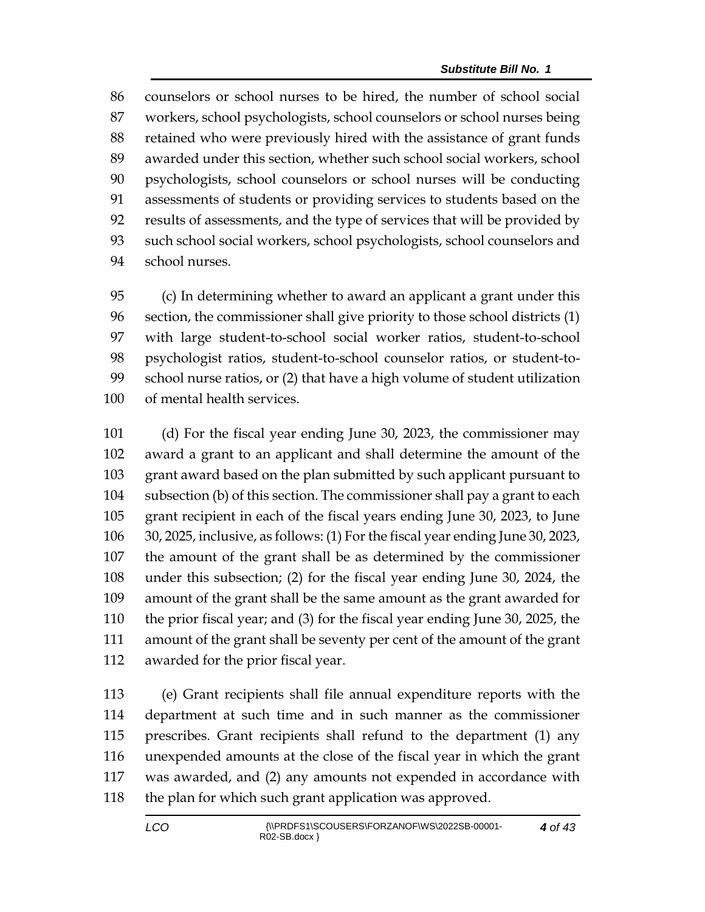counselors or school nurses to be hired, the number of school social workers, school psychologists, school counselors or school nurses being retained who were previously hired with the assistance of grant funds awarded under this section, whether such school social workers, school psychologists, school counselors or school nurses will be conducting assessments of students or providing services to students based on the results of assessments, and the type of services that will be provided by such school social workers, school psychologists, school counselors and school nurses.

(c) In determining whether to award an applicant a grant under this section, the commissioner shall give priority to those school districts (1) with large student-to-school social worker ratios, student-to-school psychologist ratios, student-to-school counselor ratios, or student-to-school nurse ratios, or (2) that have a high volume of student utilization of mental health services.

(d) For the fiscal year ending June 30, 2023, the commissioner may award a grant to an applicant and shall determine the amount of the grant award based on the plan submitted by such applicant pursuant to subsection (b) of this section. The commissioner shall pay a grant to each grant recipient in each of the fiscal years ending June 30, 2023, to June 30, 2025, inclusive, as follows: (1) For the fiscal year ending June 30, 2023, the amount of the grant shall be as determined by the commissioner under this subsection; (2) for the fiscal year ending June 30, 2024, the amount of the grant shall be the same amount as the grant awarded for the prior fiscal year; and (3) for the fiscal year ending June 30, 2025, the amount of the grant shall be seventy per cent of the amount of the grant awarded for the prior fiscal year.

(e) Grant recipients shall file annual expenditure reports with the department at such time and in such manner as the commissioner prescribes. Grant recipients shall refund to the department (1) any unexpended amounts at the close of the fiscal year in which the grant was awarded, and (2) any amounts not expended in accordance with the plan for which such grant application was approved.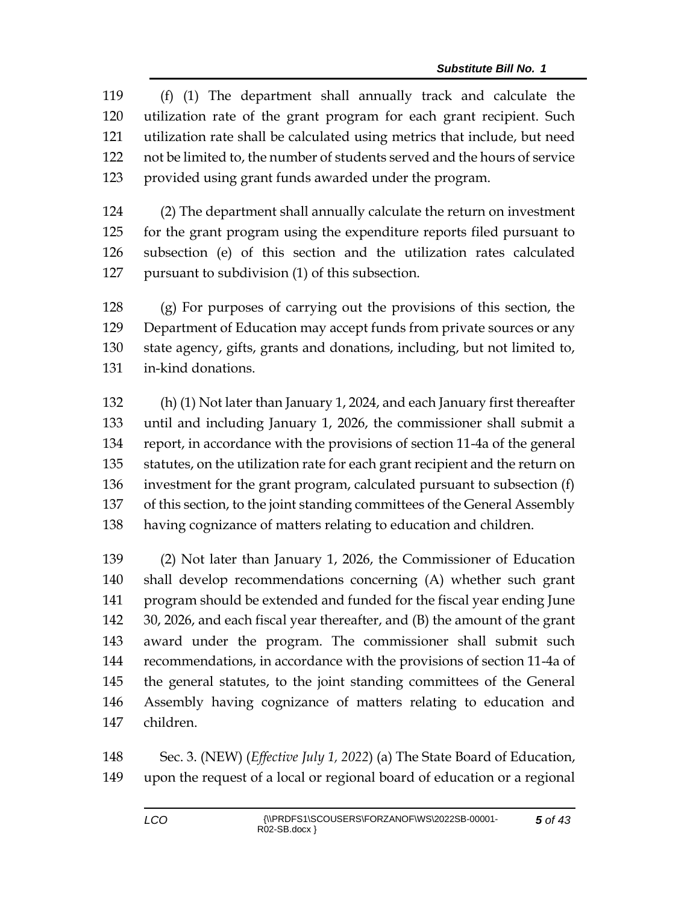(f) (1) The department shall annually track and calculate the utilization rate of the grant program for each grant recipient. Such utilization rate shall be calculated using metrics that include, but need not be limited to, the number of students served and the hours of service provided using grant funds awarded under the program.

(2) The department shall annually calculate the return on investment for the grant program using the expenditure reports filed pursuant to subsection (e) of this section and the utilization rates calculated pursuant to subdivision (1) of this subsection.

(g) For purposes of carrying out the provisions of this section, the Department of Education may accept funds from private sources or any state agency, gifts, grants and donations, including, but not limited to, in-kind donations.

(h) (1) Not later than January 1, 2024, and each January first thereafter until and including January 1, 2026, the commissioner shall submit a report, in accordance with the provisions of section 11-4a of the general statutes, on the utilization rate for each grant recipient and the return on investment for the grant program, calculated pursuant to subsection (f) of this section, to the joint standing committees of the General Assembly having cognizance of matters relating to education and children.

(2) Not later than January 1, 2026, the Commissioner of Education shall develop recommendations concerning (A) whether such grant program should be extended and funded for the fiscal year ending June 30, 2026, and each fiscal year thereafter, and (B) the amount of the grant award under the program. The commissioner shall submit such recommendations, in accordance with the provisions of section 11-4a of the general statutes, to the joint standing committees of the General Assembly having cognizance of matters relating to education and children.

Sec. 3. (NEW) (*Effective July 1, 2022*) (a) The State Board of Education, upon the request of a local or regional board of education or a regional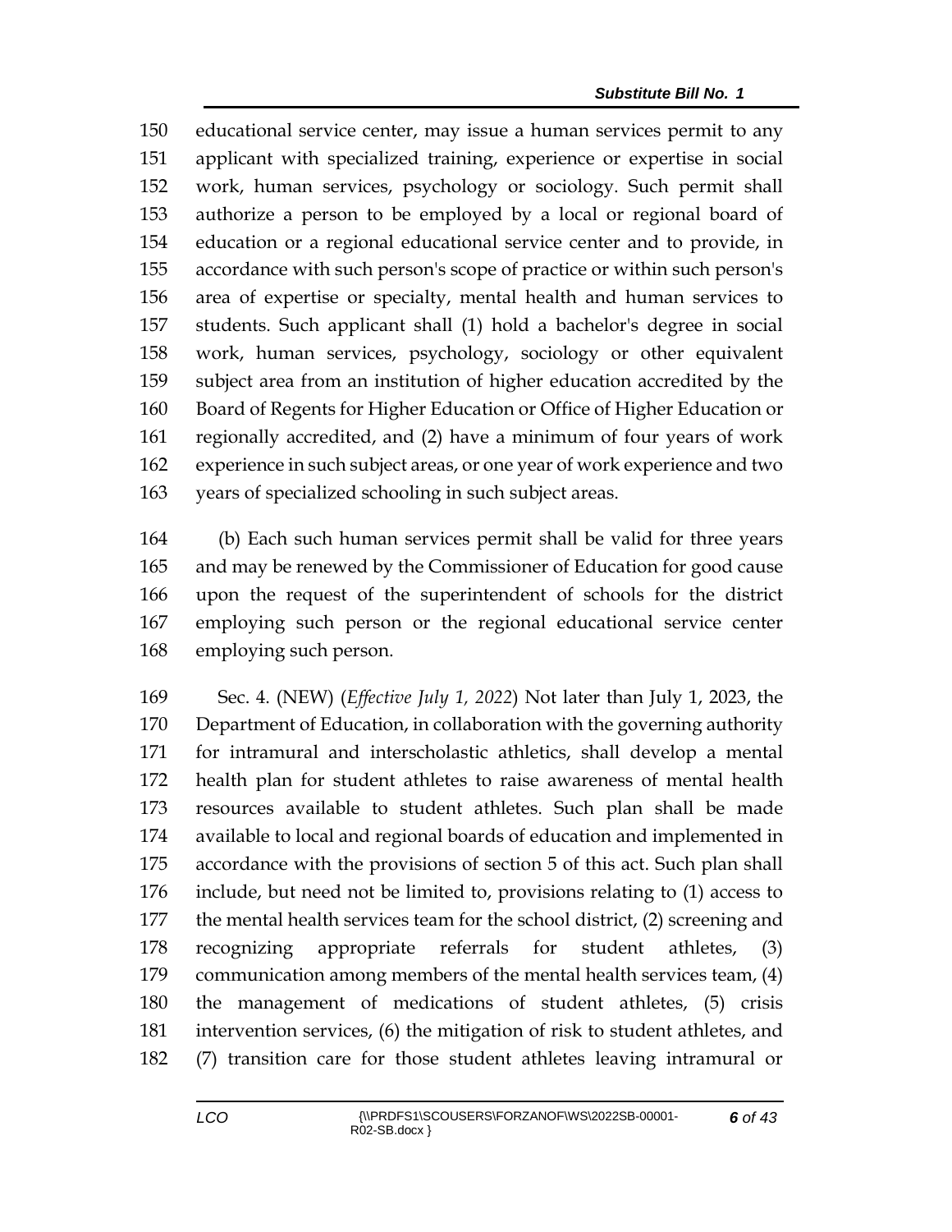educational service center, may issue a human services permit to any applicant with specialized training, experience or expertise in social work, human services, psychology or sociology. Such permit shall authorize a person to be employed by a local or regional board of education or a regional educational service center and to provide, in accordance with such person's scope of practice or within such person's area of expertise or specialty, mental health and human services to students. Such applicant shall (1) hold a bachelor's degree in social work, human services, psychology, sociology or other equivalent subject area from an institution of higher education accredited by the Board of Regents for Higher Education or Office of Higher Education or regionally accredited, and (2) have a minimum of four years of work experience in such subject areas, or one year of work experience and two years of specialized schooling in such subject areas.

(b) Each such human services permit shall be valid for three years and may be renewed by the Commissioner of Education for good cause upon the request of the superintendent of schools for the district employing such person or the regional educational service center employing such person.

Sec. 4. (NEW) (*Effective July 1, 2022*) Not later than July 1, 2023, the Department of Education, in collaboration with the governing authority for intramural and interscholastic athletics, shall develop a mental health plan for student athletes to raise awareness of mental health resources available to student athletes. Such plan shall be made available to local and regional boards of education and implemented in accordance with the provisions of section 5 of this act. Such plan shall include, but need not be limited to, provisions relating to (1) access to the mental health services team for the school district, (2) screening and recognizing appropriate referrals for student athletes, (3) communication among members of the mental health services team, (4) the management of medications of student athletes, (5) crisis intervention services, (6) the mitigation of risk to student athletes, and (7) transition care for those student athletes leaving intramural or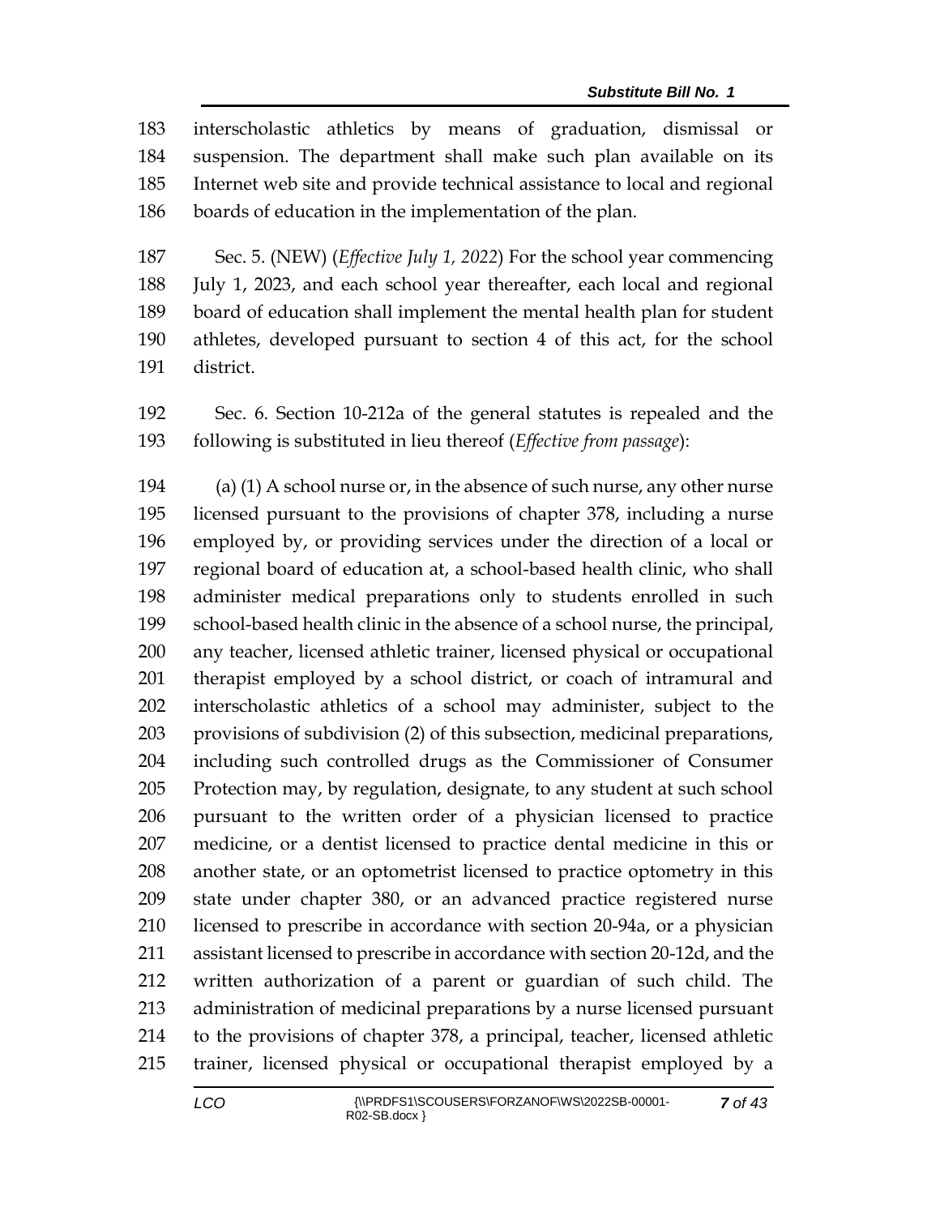interscholastic athletics by means of graduation, dismissal or suspension. The department shall make such plan available on its Internet web site and provide technical assistance to local and regional boards of education in the implementation of the plan.

Sec. 5. (NEW) (*Effective July 1, 2022*) For the school year commencing July 1, 2023, and each school year thereafter, each local and regional board of education shall implement the mental health plan for student athletes, developed pursuant to section 4 of this act, for the school district.

Sec. 6. Section 10-212a of the general statutes is repealed and the following is substituted in lieu thereof (*Effective from passage*):

(a) (1) A school nurse or, in the absence of such nurse, any other nurse licensed pursuant to the provisions of chapter 378, including a nurse employed by, or providing services under the direction of a local or regional board of education at, a school-based health clinic, who shall administer medical preparations only to students enrolled in such school-based health clinic in the absence of a school nurse, the principal, any teacher, licensed athletic trainer, licensed physical or occupational therapist employed by a school district, or coach of intramural and interscholastic athletics of a school may administer, subject to the provisions of subdivision (2) of this subsection, medicinal preparations, including such controlled drugs as the Commissioner of Consumer Protection may, by regulation, designate, to any student at such school pursuant to the written order of a physician licensed to practice medicine, or a dentist licensed to practice dental medicine in this or another state, or an optometrist licensed to practice optometry in this state under chapter 380, or an advanced practice registered nurse licensed to prescribe in accordance with section 20-94a, or a physician assistant licensed to prescribe in accordance with section 20-12d, and the written authorization of a parent or guardian of such child. The administration of medicinal preparations by a nurse licensed pursuant to the provisions of chapter 378, a principal, teacher, licensed athletic trainer, licensed physical or occupational therapist employed by a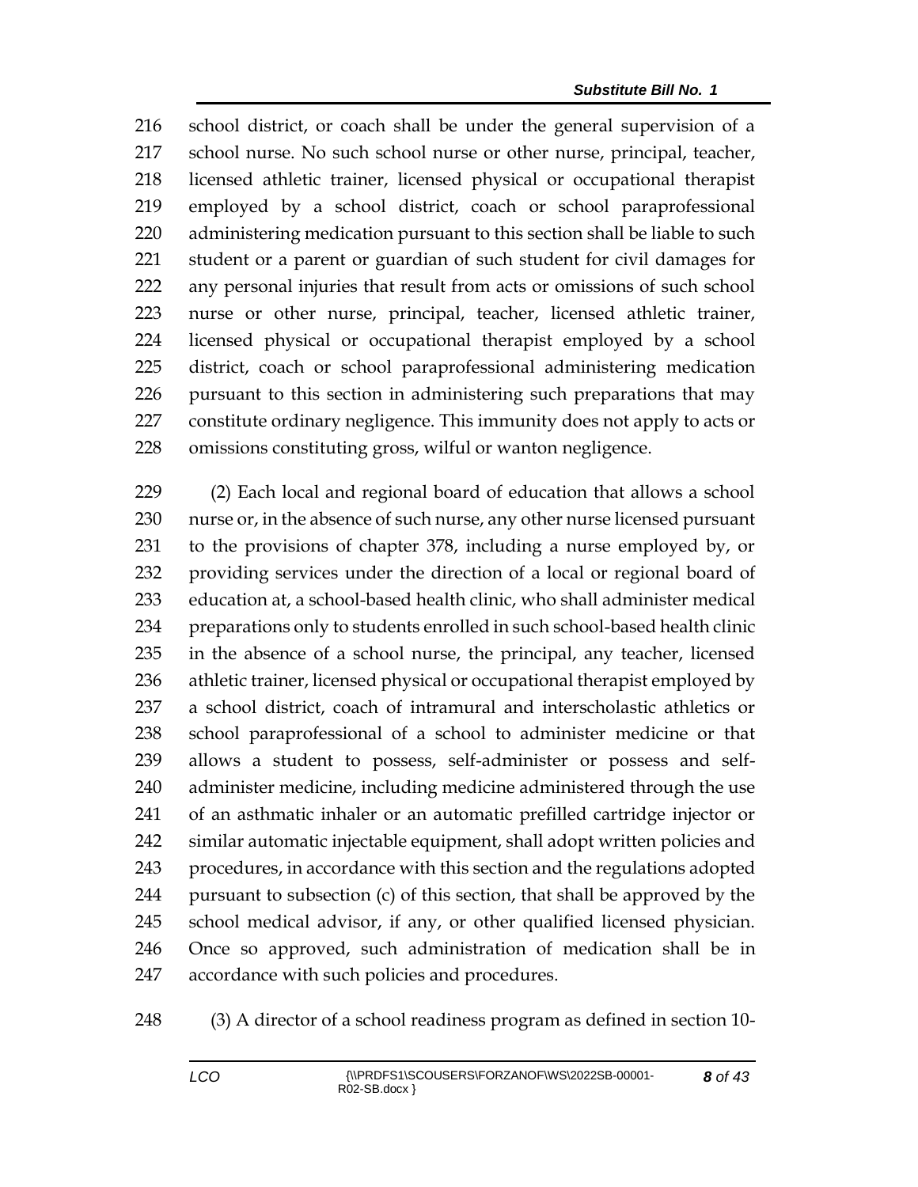school district, or coach shall be under the general supervision of a school nurse. No such school nurse or other nurse, principal, teacher, licensed athletic trainer, licensed physical or occupational therapist employed by a school district, coach or school paraprofessional administering medication pursuant to this section shall be liable to such student or a parent or guardian of such student for civil damages for any personal injuries that result from acts or omissions of such school nurse or other nurse, principal, teacher, licensed athletic trainer, licensed physical or occupational therapist employed by a school district, coach or school paraprofessional administering medication pursuant to this section in administering such preparations that may constitute ordinary negligence. This immunity does not apply to acts or omissions constituting gross, wilful or wanton negligence.

(2) Each local and regional board of education that allows a school nurse or, in the absence of such nurse, any other nurse licensed pursuant to the provisions of chapter 378, including a nurse employed by, or providing services under the direction of a local or regional board of education at, a school-based health clinic, who shall administer medical preparations only to students enrolled in such school-based health clinic in the absence of a school nurse, the principal, any teacher, licensed athletic trainer, licensed physical or occupational therapist employed by a school district, coach of intramural and interscholastic athletics or school paraprofessional of a school to administer medicine or that allows a student to possess, self-administer or possess and self-administer medicine, including medicine administered through the use of an asthmatic inhaler or an automatic prefilled cartridge injector or similar automatic injectable equipment, shall adopt written policies and procedures, in accordance with this section and the regulations adopted pursuant to subsection (c) of this section, that shall be approved by the school medical advisor, if any, or other qualified licensed physician. Once so approved, such administration of medication shall be in accordance with such policies and procedures.

(3) A director of a school readiness program as defined in section 10-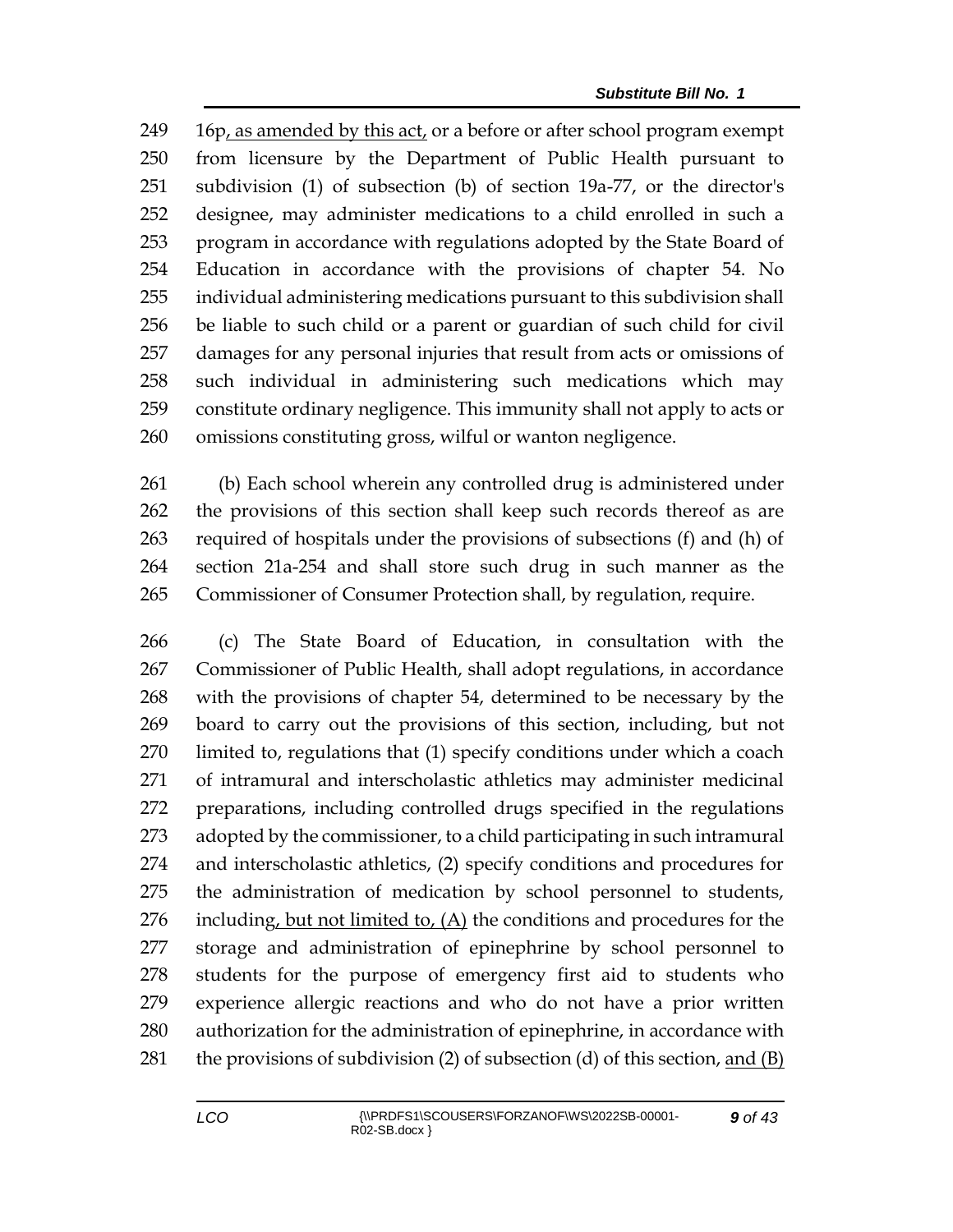249 16p, as amended by this act, or a before or after school program exempt
250 from licensure by the Department of Public Health pursuant to
251 subdivision (1) of subsection (b) of section 19a-77, or the director's
252 designee, may administer medications to a child enrolled in such a
253 program in accordance with regulations adopted by the State Board of
254 Education in accordance with the provisions of chapter 54. No
255 individual administering medications pursuant to this subdivision shall
256 be liable to such child or a parent or guardian of such child for civil
257 damages for any personal injuries that result from acts or omissions of
258 such individual in administering such medications which may
259 constitute ordinary negligence. This immunity shall not apply to acts or
260 omissions constituting gross, wilful or wanton negligence.

261 (b) Each school wherein any controlled drug is administered under
262 the provisions of this section shall keep such records thereof as are
263 required of hospitals under the provisions of subsections (f) and (h) of
264 section 21a-254 and shall store such drug in such manner as the
265 Commissioner of Consumer Protection shall, by regulation, require.

266 (c) The State Board of Education, in consultation with the
267 Commissioner of Public Health, shall adopt regulations, in accordance
268 with the provisions of chapter 54, determined to be necessary by the
269 board to carry out the provisions of this section, including, but not
270 limited to, regulations that (1) specify conditions under which a coach
271 of intramural and interscholastic athletics may administer medicinal
272 preparations, including controlled drugs specified in the regulations
273 adopted by the commissioner, to a child participating in such intramural
274 and interscholastic athletics, (2) specify conditions and procedures for
275 the administration of medication by school personnel to students,
276 including, but not limited to, (A) the conditions and procedures for the
277 storage and administration of epinephrine by school personnel to
278 students for the purpose of emergency first aid to students who
279 experience allergic reactions and who do not have a prior written
280 authorization for the administration of epinephrine, in accordance with
281 the provisions of subdivision (2) of subsection (d) of this section, and (B)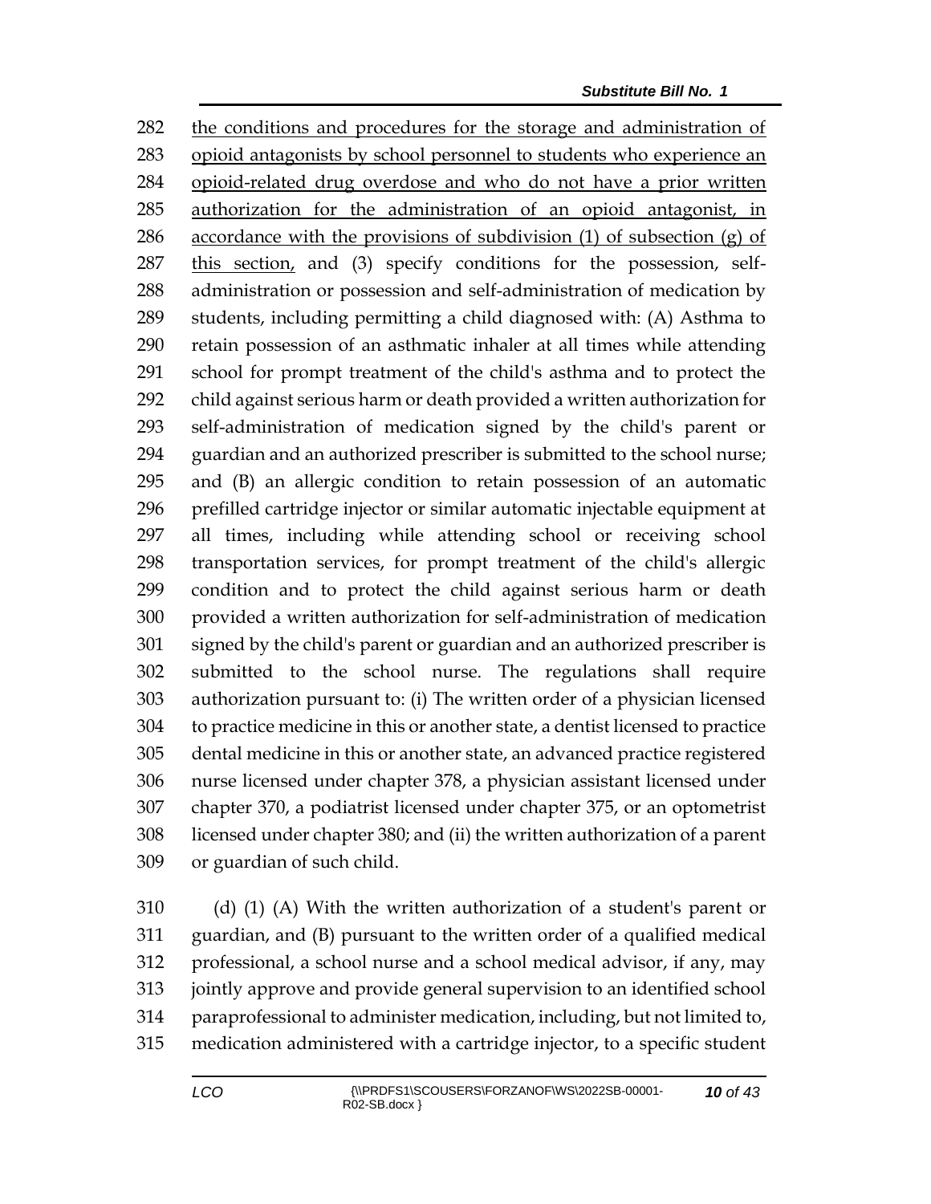the conditions and procedures for the storage and administration of opioid antagonists by school personnel to students who experience an opioid-related drug overdose and who do not have a prior written authorization for the administration of an opioid antagonist, in accordance with the provisions of subdivision (1) of subsection (g) of this section, and (3) specify conditions for the possession, self-administration or possession and self-administration of medication by students, including permitting a child diagnosed with: (A) Asthma to retain possession of an asthmatic inhaler at all times while attending school for prompt treatment of the child's asthma and to protect the child against serious harm or death provided a written authorization for self-administration of medication signed by the child's parent or guardian and an authorized prescriber is submitted to the school nurse; and (B) an allergic condition to retain possession of an automatic prefilled cartridge injector or similar automatic injectable equipment at all times, including while attending school or receiving school transportation services, for prompt treatment of the child's allergic condition and to protect the child against serious harm or death provided a written authorization for self-administration of medication signed by the child's parent or guardian and an authorized prescriber is submitted to the school nurse. The regulations shall require authorization pursuant to: (i) The written order of a physician licensed to practice medicine in this or another state, a dentist licensed to practice dental medicine in this or another state, an advanced practice registered nurse licensed under chapter 378, a physician assistant licensed under chapter 370, a podiatrist licensed under chapter 375, or an optometrist licensed under chapter 380; and (ii) the written authorization of a parent or guardian of such child.

(d) (1) (A) With the written authorization of a student's parent or guardian, and (B) pursuant to the written order of a qualified medical professional, a school nurse and a school medical advisor, if any, may jointly approve and provide general supervision to an identified school paraprofessional to administer medication, including, but not limited to, medication administered with a cartridge injector, to a specific student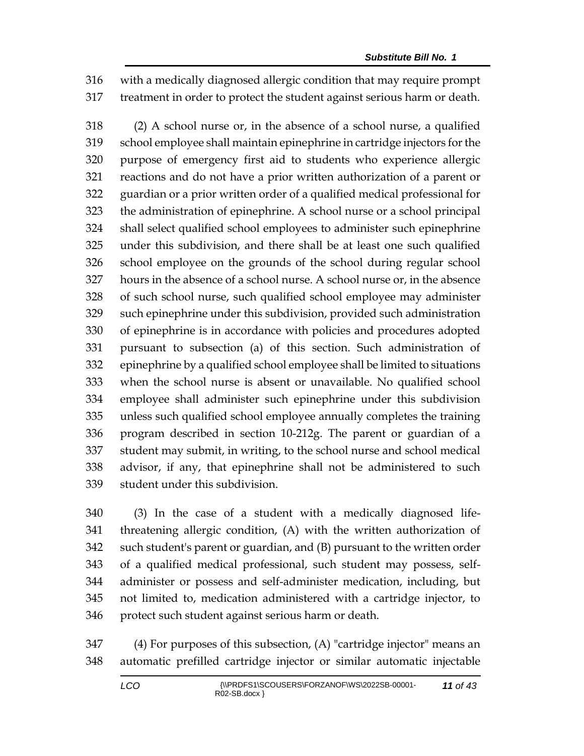with a medically diagnosed allergic condition that may require prompt treatment in order to protect the student against serious harm or death.

(2) A school nurse or, in the absence of a school nurse, a qualified school employee shall maintain epinephrine in cartridge injectors for the purpose of emergency first aid to students who experience allergic reactions and do not have a prior written authorization of a parent or guardian or a prior written order of a qualified medical professional for the administration of epinephrine. A school nurse or a school principal shall select qualified school employees to administer such epinephrine under this subdivision, and there shall be at least one such qualified school employee on the grounds of the school during regular school hours in the absence of a school nurse. A school nurse or, in the absence of such school nurse, such qualified school employee may administer such epinephrine under this subdivision, provided such administration of epinephrine is in accordance with policies and procedures adopted pursuant to subsection (a) of this section. Such administration of epinephrine by a qualified school employee shall be limited to situations when the school nurse is absent or unavailable. No qualified school employee shall administer such epinephrine under this subdivision unless such qualified school employee annually completes the training program described in section 10-212g. The parent or guardian of a student may submit, in writing, to the school nurse and school medical advisor, if any, that epinephrine shall not be administered to such student under this subdivision.

(3) In the case of a student with a medically diagnosed life-threatening allergic condition, (A) with the written authorization of such student's parent or guardian, and (B) pursuant to the written order of a qualified medical professional, such student may possess, self-administer or possess and self-administer medication, including, but not limited to, medication administered with a cartridge injector, to protect such student against serious harm or death.

(4) For purposes of this subsection, (A) "cartridge injector" means an automatic prefilled cartridge injector or similar automatic injectable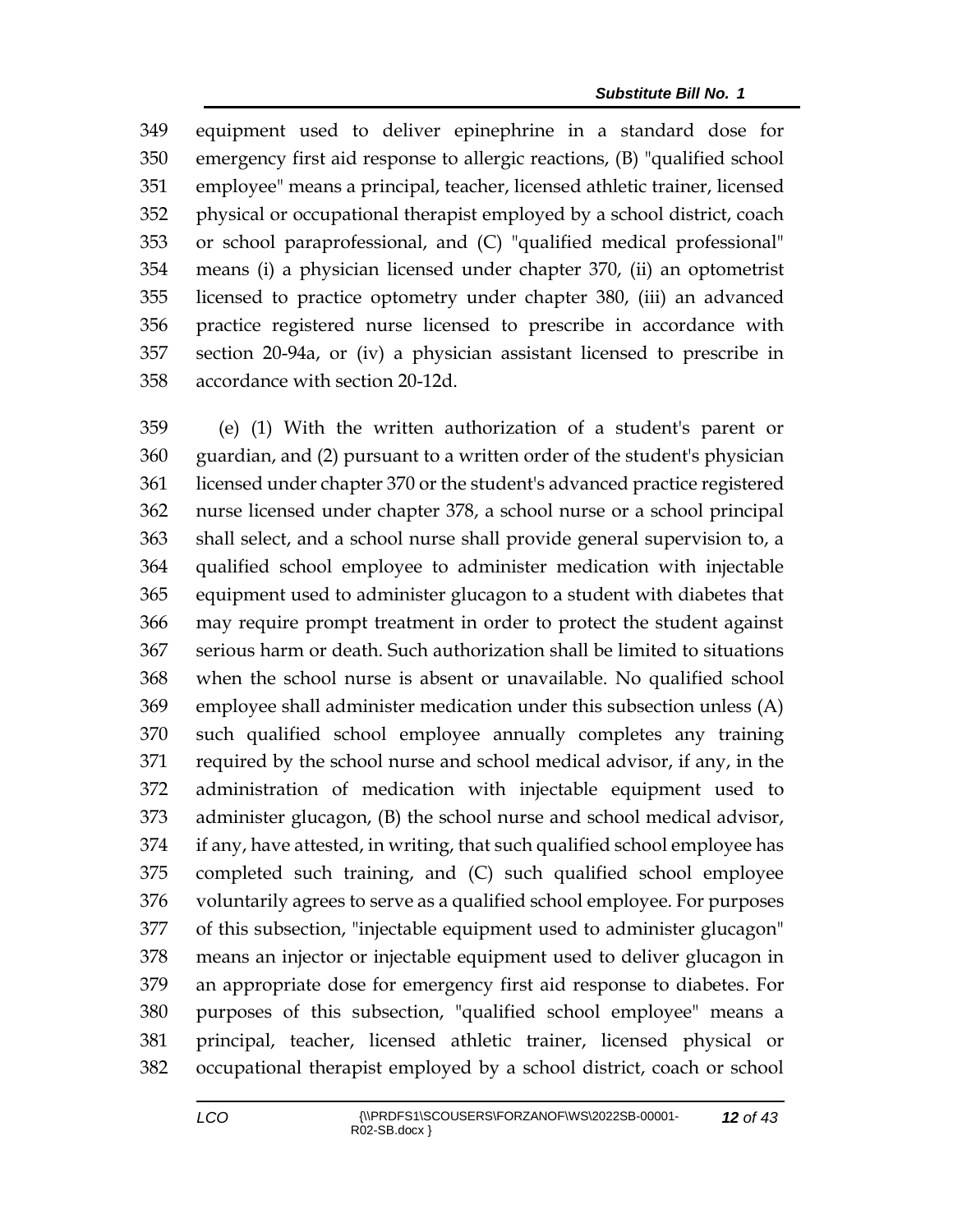equipment used to deliver epinephrine in a standard dose for emergency first aid response to allergic reactions, (B) "qualified school employee" means a principal, teacher, licensed athletic trainer, licensed physical or occupational therapist employed by a school district, coach or school paraprofessional, and (C) "qualified medical professional" means (i) a physician licensed under chapter 370, (ii) an optometrist licensed to practice optometry under chapter 380, (iii) an advanced practice registered nurse licensed to prescribe in accordance with section 20-94a, or (iv) a physician assistant licensed to prescribe in accordance with section 20-12d.

(e) (1) With the written authorization of a student's parent or guardian, and (2) pursuant to a written order of the student's physician licensed under chapter 370 or the student's advanced practice registered nurse licensed under chapter 378, a school nurse or a school principal shall select, and a school nurse shall provide general supervision to, a qualified school employee to administer medication with injectable equipment used to administer glucagon to a student with diabetes that may require prompt treatment in order to protect the student against serious harm or death. Such authorization shall be limited to situations when the school nurse is absent or unavailable. No qualified school employee shall administer medication under this subsection unless (A) such qualified school employee annually completes any training required by the school nurse and school medical advisor, if any, in the administration of medication with injectable equipment used to administer glucagon, (B) the school nurse and school medical advisor, if any, have attested, in writing, that such qualified school employee has completed such training, and (C) such qualified school employee voluntarily agrees to serve as a qualified school employee. For purposes of this subsection, "injectable equipment used to administer glucagon" means an injector or injectable equipment used to deliver glucagon in an appropriate dose for emergency first aid response to diabetes. For purposes of this subsection, "qualified school employee" means a principal, teacher, licensed athletic trainer, licensed physical or occupational therapist employed by a school district, coach or school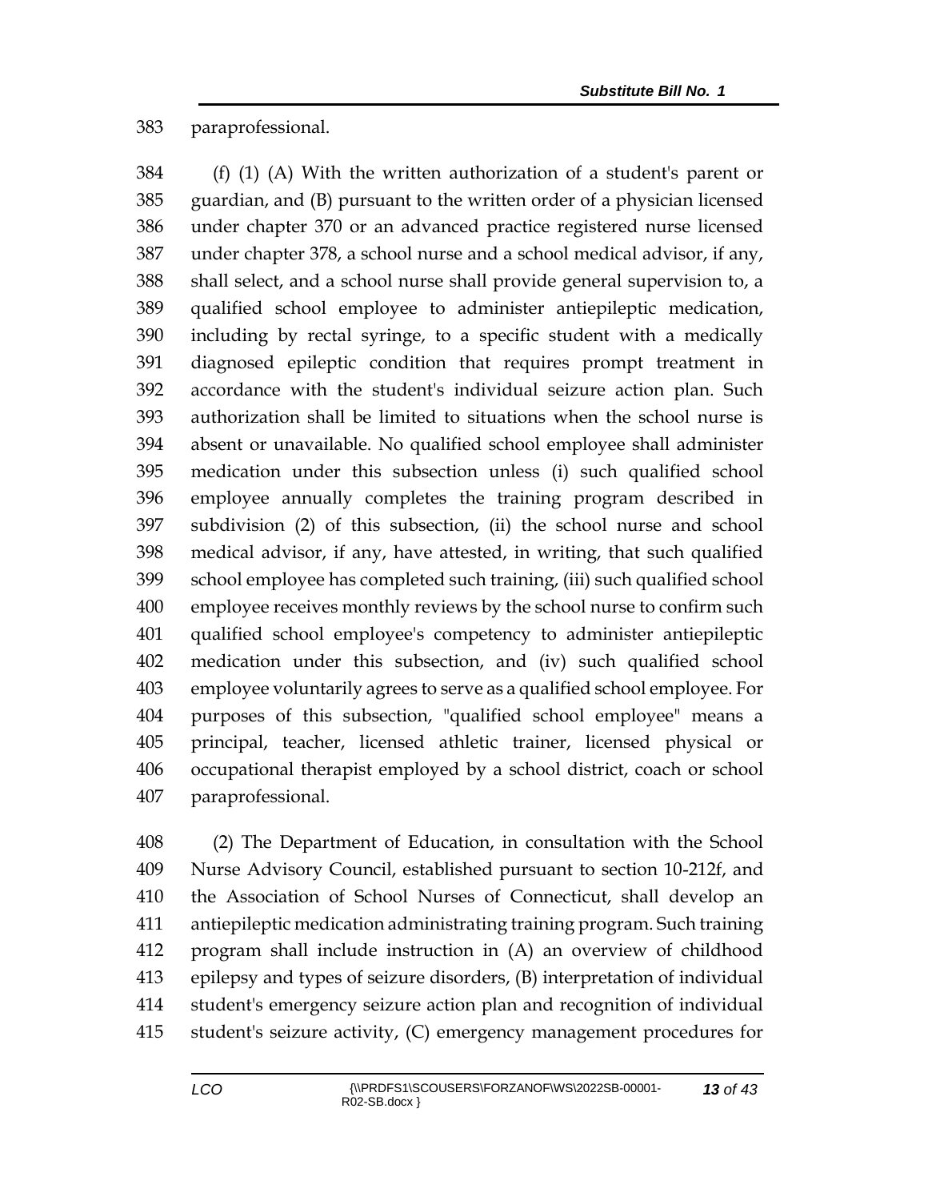paraprofessional.

(f) (1) (A) With the written authorization of a student's parent or guardian, and (B) pursuant to the written order of a physician licensed under chapter 370 or an advanced practice registered nurse licensed under chapter 378, a school nurse and a school medical advisor, if any, shall select, and a school nurse shall provide general supervision to, a qualified school employee to administer antiepileptic medication, including by rectal syringe, to a specific student with a medically diagnosed epileptic condition that requires prompt treatment in accordance with the student's individual seizure action plan. Such authorization shall be limited to situations when the school nurse is absent or unavailable. No qualified school employee shall administer medication under this subsection unless (i) such qualified school employee annually completes the training program described in subdivision (2) of this subsection, (ii) the school nurse and school medical advisor, if any, have attested, in writing, that such qualified school employee has completed such training, (iii) such qualified school employee receives monthly reviews by the school nurse to confirm such qualified school employee's competency to administer antiepileptic medication under this subsection, and (iv) such qualified school employee voluntarily agrees to serve as a qualified school employee. For purposes of this subsection, "qualified school employee" means a principal, teacher, licensed athletic trainer, licensed physical or occupational therapist employed by a school district, coach or school paraprofessional.

(2) The Department of Education, in consultation with the School Nurse Advisory Council, established pursuant to section 10-212f, and the Association of School Nurses of Connecticut, shall develop an antiepileptic medication administrating training program. Such training program shall include instruction in (A) an overview of childhood epilepsy and types of seizure disorders, (B) interpretation of individual student's emergency seizure action plan and recognition of individual student's seizure activity, (C) emergency management procedures for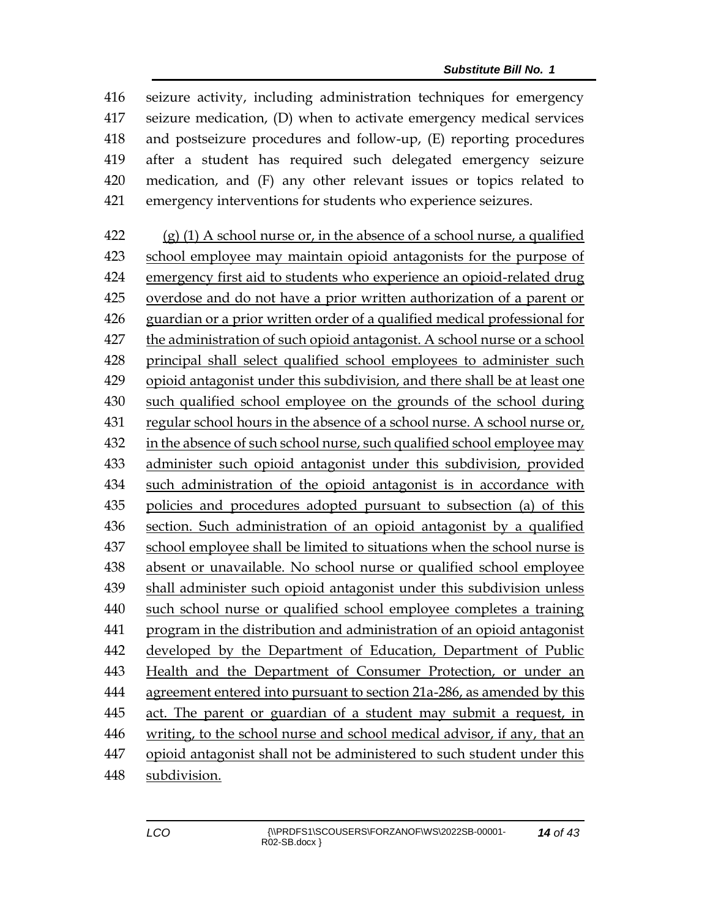seizure activity, including administration techniques for emergency seizure medication, (D) when to activate emergency medical services and postseizure procedures and follow-up, (E) reporting procedures after a student has required such delegated emergency seizure medication, and (F) any other relevant issues or topics related to emergency interventions for students who experience seizures.

(g) (1) A school nurse or, in the absence of a school nurse, a qualified school employee may maintain opioid antagonists for the purpose of emergency first aid to students who experience an opioid-related drug overdose and do not have a prior written authorization of a parent or guardian or a prior written order of a qualified medical professional for the administration of such opioid antagonist. A school nurse or a school principal shall select qualified school employees to administer such opioid antagonist under this subdivision, and there shall be at least one such qualified school employee on the grounds of the school during regular school hours in the absence of a school nurse. A school nurse or, in the absence of such school nurse, such qualified school employee may administer such opioid antagonist under this subdivision, provided such administration of the opioid antagonist is in accordance with policies and procedures adopted pursuant to subsection (a) of this section. Such administration of an opioid antagonist by a qualified school employee shall be limited to situations when the school nurse is absent or unavailable. No school nurse or qualified school employee shall administer such opioid antagonist under this subdivision unless such school nurse or qualified school employee completes a training program in the distribution and administration of an opioid antagonist developed by the Department of Education, Department of Public Health and the Department of Consumer Protection, or under an agreement entered into pursuant to section 21a-286, as amended by this act. The parent or guardian of a student may submit a request, in writing, to the school nurse and school medical advisor, if any, that an opioid antagonist shall not be administered to such student under this subdivision.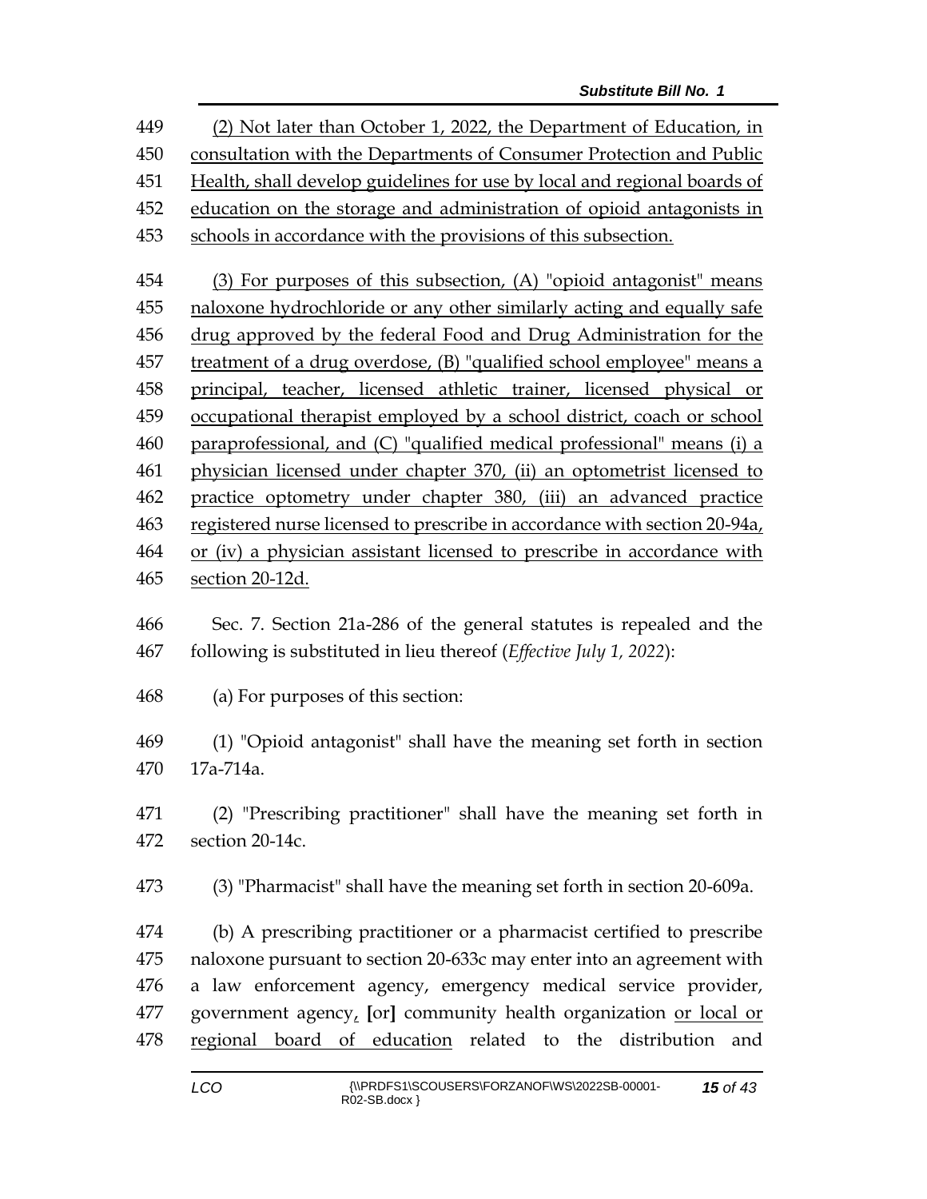449 (2) Not later than October 1, 2022, the Department of Education, in
450 consultation with the Departments of Consumer Protection and Public
451 Health, shall develop guidelines for use by local and regional boards of
452 education on the storage and administration of opioid antagonists in
453 schools in accordance with the provisions of this subsection.

454 (3) For purposes of this subsection, (A) "opioid antagonist" means
455 naloxone hydrochloride or any other similarly acting and equally safe
456 drug approved by the federal Food and Drug Administration for the
457 treatment of a drug overdose, (B) "qualified school employee" means a
458 principal, teacher, licensed athletic trainer, licensed physical or
459 occupational therapist employed by a school district, coach or school
460 paraprofessional, and (C) "qualified medical professional" means (i) a
461 physician licensed under chapter 370, (ii) an optometrist licensed to
462 practice optometry under chapter 380, (iii) an advanced practice
463 registered nurse licensed to prescribe in accordance with section 20-94a,
464 or (iv) a physician assistant licensed to prescribe in accordance with
465 section 20-12d.

466 Sec. 7. Section 21a-286 of the general statutes is repealed and the
467 following is substituted in lieu thereof (*Effective July 1, 2022*):

468 (a) For purposes of this section:

469 (1) "Opioid antagonist" shall have the meaning set forth in section
470 17a-714a.

471 (2) "Prescribing practitioner" shall have the meaning set forth in
472 section 20-14c.

473 (3) "Pharmacist" shall have the meaning set forth in section 20-609a.

474 (b) A prescribing practitioner or a pharmacist certified to prescribe
475 naloxone pursuant to section 20-633c may enter into an agreement with
476 a law enforcement agency, emergency medical service provider,
477 government agency, [or] community health organization or local or
478 regional board of education related to the distribution and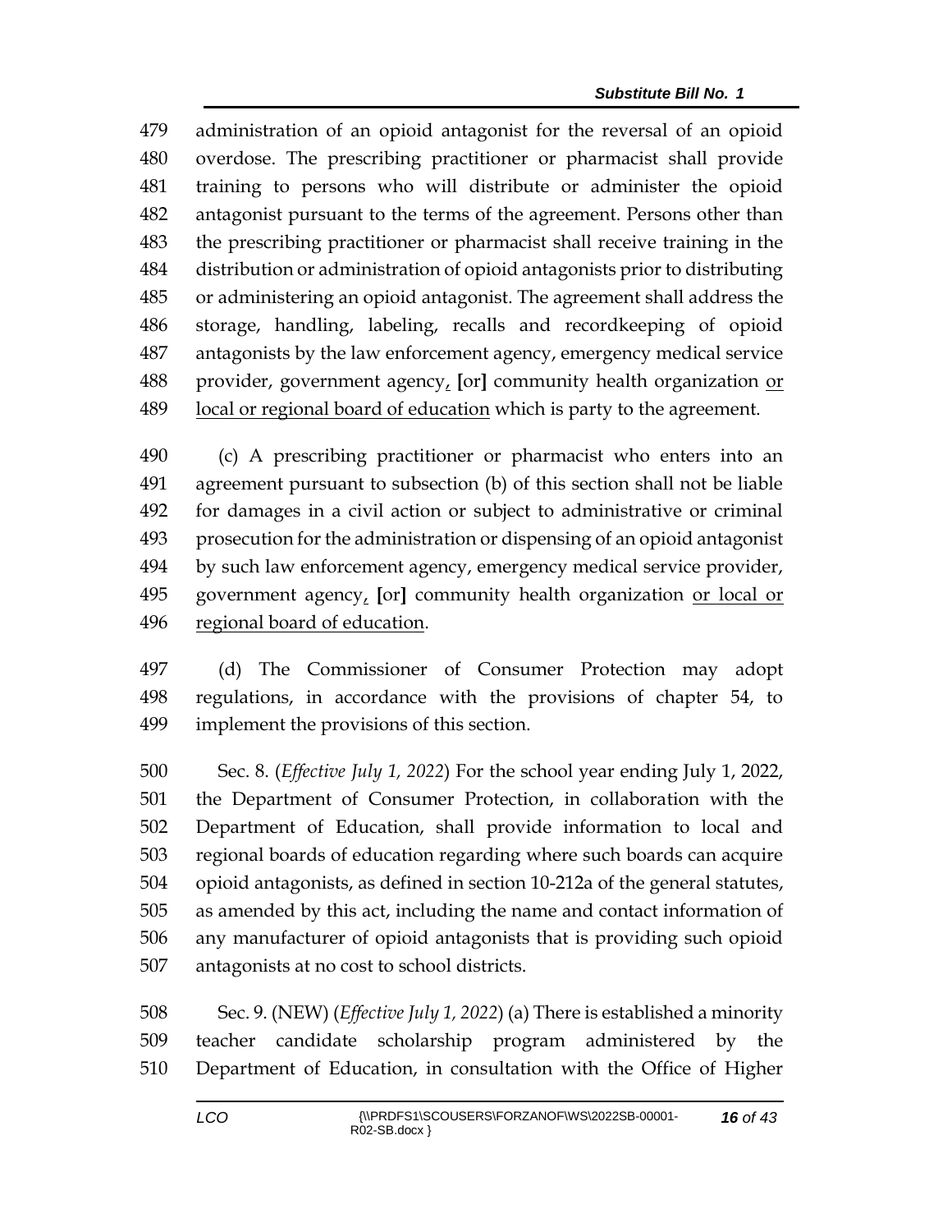administration of an opioid antagonist for the reversal of an opioid overdose. The prescribing practitioner or pharmacist shall provide training to persons who will distribute or administer the opioid antagonist pursuant to the terms of the agreement. Persons other than the prescribing practitioner or pharmacist shall receive training in the distribution or administration of opioid antagonists prior to distributing or administering an opioid antagonist. The agreement shall address the storage, handling, labeling, recalls and recordkeeping of opioid antagonists by the law enforcement agency, emergency medical service provider, government agency, [or] community health organization or local or regional board of education which is party to the agreement.

(c) A prescribing practitioner or pharmacist who enters into an agreement pursuant to subsection (b) of this section shall not be liable for damages in a civil action or subject to administrative or criminal prosecution for the administration or dispensing of an opioid antagonist by such law enforcement agency, emergency medical service provider, government agency, [or] community health organization or local or regional board of education.

(d) The Commissioner of Consumer Protection may adopt regulations, in accordance with the provisions of chapter 54, to implement the provisions of this section.

Sec. 8. (*Effective July 1, 2022*) For the school year ending July 1, 2022, the Department of Consumer Protection, in collaboration with the Department of Education, shall provide information to local and regional boards of education regarding where such boards can acquire opioid antagonists, as defined in section 10-212a of the general statutes, as amended by this act, including the name and contact information of any manufacturer of opioid antagonists that is providing such opioid antagonists at no cost to school districts.

Sec. 9. (NEW) (*Effective July 1, 2022*) (a) There is established a minority teacher candidate scholarship program administered by the Department of Education, in consultation with the Office of Higher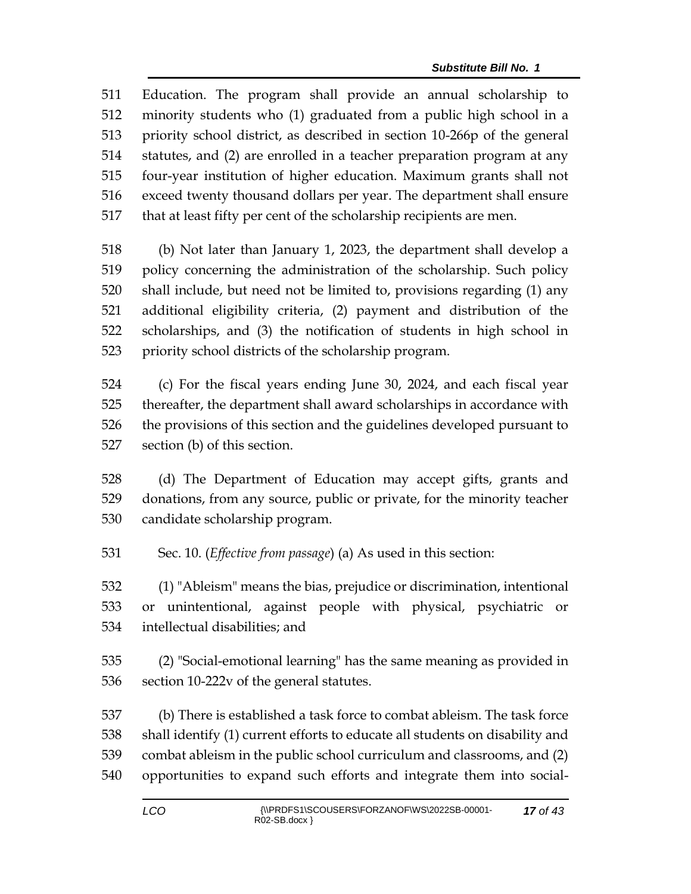Education. The program shall provide an annual scholarship to minority students who (1) graduated from a public high school in a priority school district, as described in section 10-266p of the general statutes, and (2) are enrolled in a teacher preparation program at any four-year institution of higher education. Maximum grants shall not exceed twenty thousand dollars per year. The department shall ensure that at least fifty per cent of the scholarship recipients are men.

(b) Not later than January 1, 2023, the department shall develop a policy concerning the administration of the scholarship. Such policy shall include, but need not be limited to, provisions regarding (1) any additional eligibility criteria, (2) payment and distribution of the scholarships, and (3) the notification of students in high school in priority school districts of the scholarship program.

(c) For the fiscal years ending June 30, 2024, and each fiscal year thereafter, the department shall award scholarships in accordance with the provisions of this section and the guidelines developed pursuant to section (b) of this section.

(d) The Department of Education may accept gifts, grants and donations, from any source, public or private, for the minority teacher candidate scholarship program.

Sec. 10. (*Effective from passage*) (a) As used in this section:

(1) "Ableism" means the bias, prejudice or discrimination, intentional or unintentional, against people with physical, psychiatric or intellectual disabilities; and

(2) "Social-emotional learning" has the same meaning as provided in section 10-222v of the general statutes.

(b) There is established a task force to combat ableism. The task force shall identify (1) current efforts to educate all students on disability and combat ableism in the public school curriculum and classrooms, and (2) opportunities to expand such efforts and integrate them into social-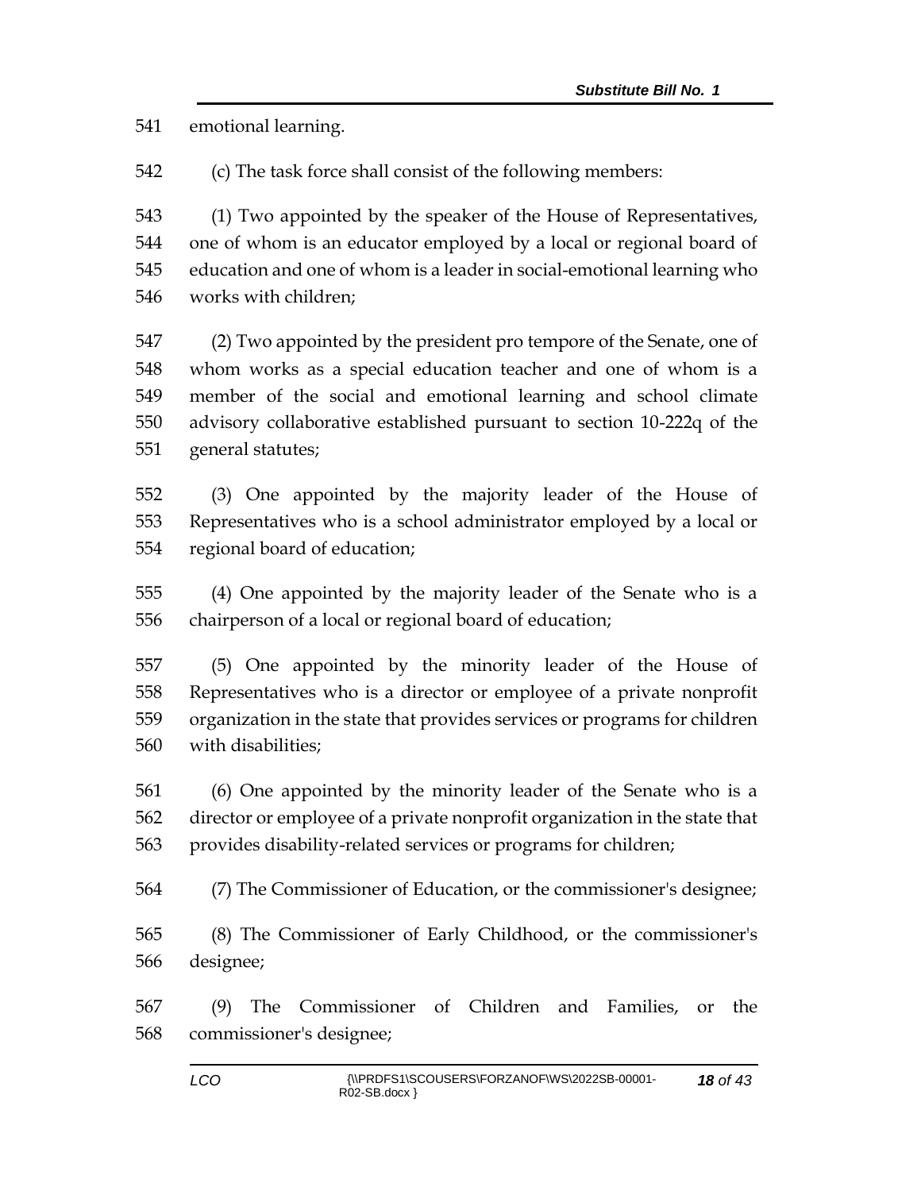emotional learning.

(c) The task force shall consist of the following members:

(1) Two appointed by the speaker of the House of Representatives, one of whom is an educator employed by a local or regional board of education and one of whom is a leader in social-emotional learning who works with children;

(2) Two appointed by the president pro tempore of the Senate, one of whom works as a special education teacher and one of whom is a member of the social and emotional learning and school climate advisory collaborative established pursuant to section 10-222q of the general statutes;

(3) One appointed by the majority leader of the House of Representatives who is a school administrator employed by a local or regional board of education;

(4) One appointed by the majority leader of the Senate who is a chairperson of a local or regional board of education;

(5) One appointed by the minority leader of the House of Representatives who is a director or employee of a private nonprofit organization in the state that provides services or programs for children with disabilities;

(6) One appointed by the minority leader of the Senate who is a director or employee of a private nonprofit organization in the state that provides disability-related services or programs for children;

(7) The Commissioner of Education, or the commissioner's designee;

(8) The Commissioner of Early Childhood, or the commissioner's designee;

(9) The Commissioner of Children and Families, or the commissioner's designee;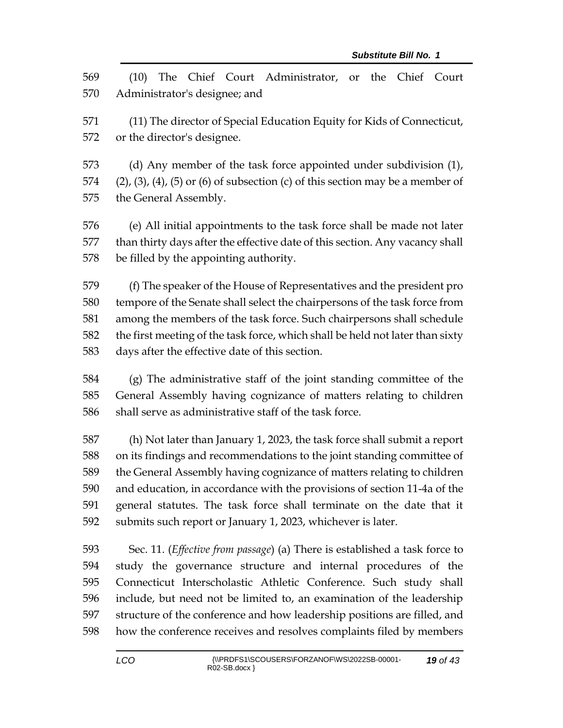(10) The Chief Court Administrator, or the Chief Court Administrator's designee; and

(11) The director of Special Education Equity for Kids of Connecticut, or the director's designee.

(d) Any member of the task force appointed under subdivision (1), (2), (3), (4), (5) or (6) of subsection (c) of this section may be a member of the General Assembly.

(e) All initial appointments to the task force shall be made not later than thirty days after the effective date of this section. Any vacancy shall be filled by the appointing authority.

(f) The speaker of the House of Representatives and the president pro tempore of the Senate shall select the chairpersons of the task force from among the members of the task force. Such chairpersons shall schedule the first meeting of the task force, which shall be held not later than sixty days after the effective date of this section.

(g) The administrative staff of the joint standing committee of the General Assembly having cognizance of matters relating to children shall serve as administrative staff of the task force.

(h) Not later than January 1, 2023, the task force shall submit a report on its findings and recommendations to the joint standing committee of the General Assembly having cognizance of matters relating to children and education, in accordance with the provisions of section 11-4a of the general statutes. The task force shall terminate on the date that it submits such report or January 1, 2023, whichever is later.

Sec. 11. (*Effective from passage*) (a) There is established a task force to study the governance structure and internal procedures of the Connecticut Interscholastic Athletic Conference. Such study shall include, but need not be limited to, an examination of the leadership structure of the conference and how leadership positions are filled, and how the conference receives and resolves complaints filed by members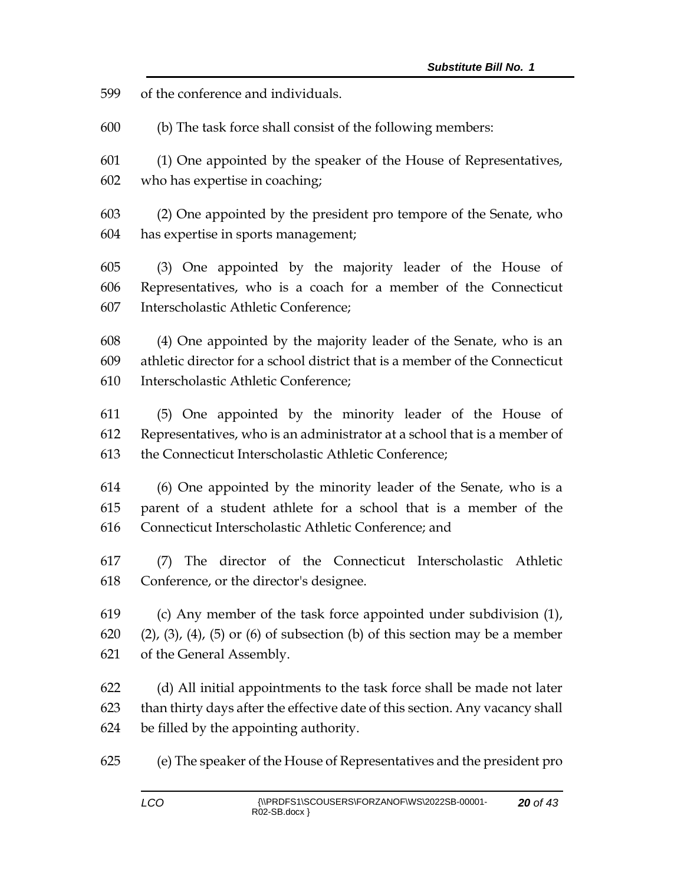of the conference and individuals.

(b) The task force shall consist of the following members:

(1) One appointed by the speaker of the House of Representatives, who has expertise in coaching;

(2) One appointed by the president pro tempore of the Senate, who has expertise in sports management;

(3) One appointed by the majority leader of the House of Representatives, who is a coach for a member of the Connecticut Interscholastic Athletic Conference;

(4) One appointed by the majority leader of the Senate, who is an athletic director for a school district that is a member of the Connecticut Interscholastic Athletic Conference;

(5) One appointed by the minority leader of the House of Representatives, who is an administrator at a school that is a member of the Connecticut Interscholastic Athletic Conference;

(6) One appointed by the minority leader of the Senate, who is a parent of a student athlete for a school that is a member of the Connecticut Interscholastic Athletic Conference; and

(7) The director of the Connecticut Interscholastic Athletic Conference, or the director's designee.

(c) Any member of the task force appointed under subdivision (1), (2), (3), (4), (5) or (6) of subsection (b) of this section may be a member of the General Assembly.

(d) All initial appointments to the task force shall be made not later than thirty days after the effective date of this section. Any vacancy shall be filled by the appointing authority.

(e) The speaker of the House of Representatives and the president pro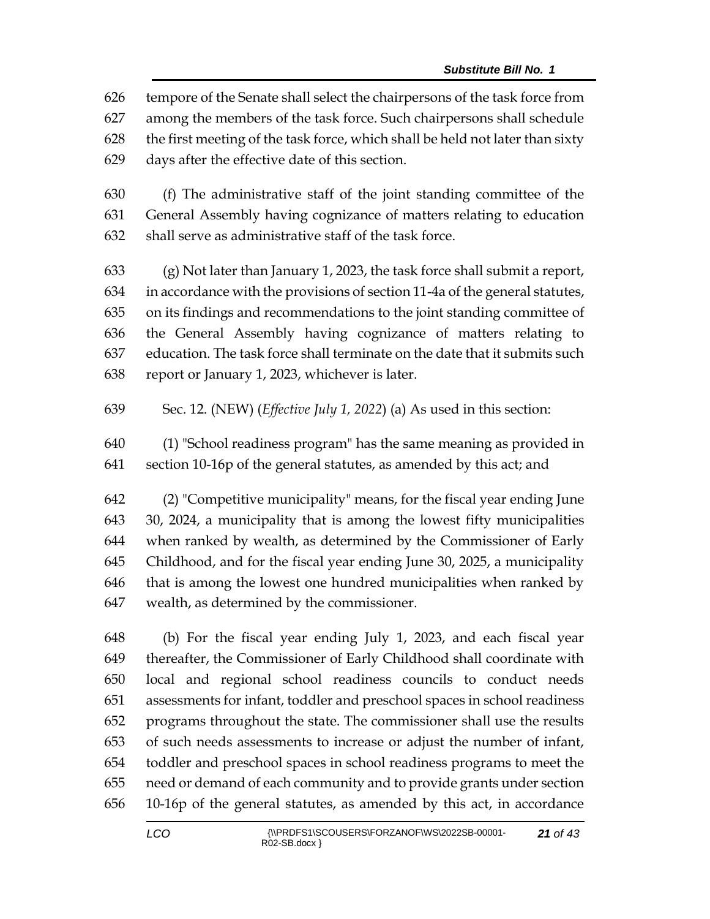tempore of the Senate shall select the chairpersons of the task force from among the members of the task force. Such chairpersons shall schedule the first meeting of the task force, which shall be held not later than sixty days after the effective date of this section.

(f) The administrative staff of the joint standing committee of the General Assembly having cognizance of matters relating to education shall serve as administrative staff of the task force.

(g) Not later than January 1, 2023, the task force shall submit a report, in accordance with the provisions of section 11-4a of the general statutes, on its findings and recommendations to the joint standing committee of the General Assembly having cognizance of matters relating to education. The task force shall terminate on the date that it submits such report or January 1, 2023, whichever is later.

Sec. 12. (NEW) (*Effective July 1, 2022*) (a) As used in this section:

(1) "School readiness program" has the same meaning as provided in section 10-16p of the general statutes, as amended by this act; and

(2) "Competitive municipality" means, for the fiscal year ending June 30, 2024, a municipality that is among the lowest fifty municipalities when ranked by wealth, as determined by the Commissioner of Early Childhood, and for the fiscal year ending June 30, 2025, a municipality that is among the lowest one hundred municipalities when ranked by wealth, as determined by the commissioner.

(b) For the fiscal year ending July 1, 2023, and each fiscal year thereafter, the Commissioner of Early Childhood shall coordinate with local and regional school readiness councils to conduct needs assessments for infant, toddler and preschool spaces in school readiness programs throughout the state. The commissioner shall use the results of such needs assessments to increase or adjust the number of infant, toddler and preschool spaces in school readiness programs to meet the need or demand of each community and to provide grants under section 10-16p of the general statutes, as amended by this act, in accordance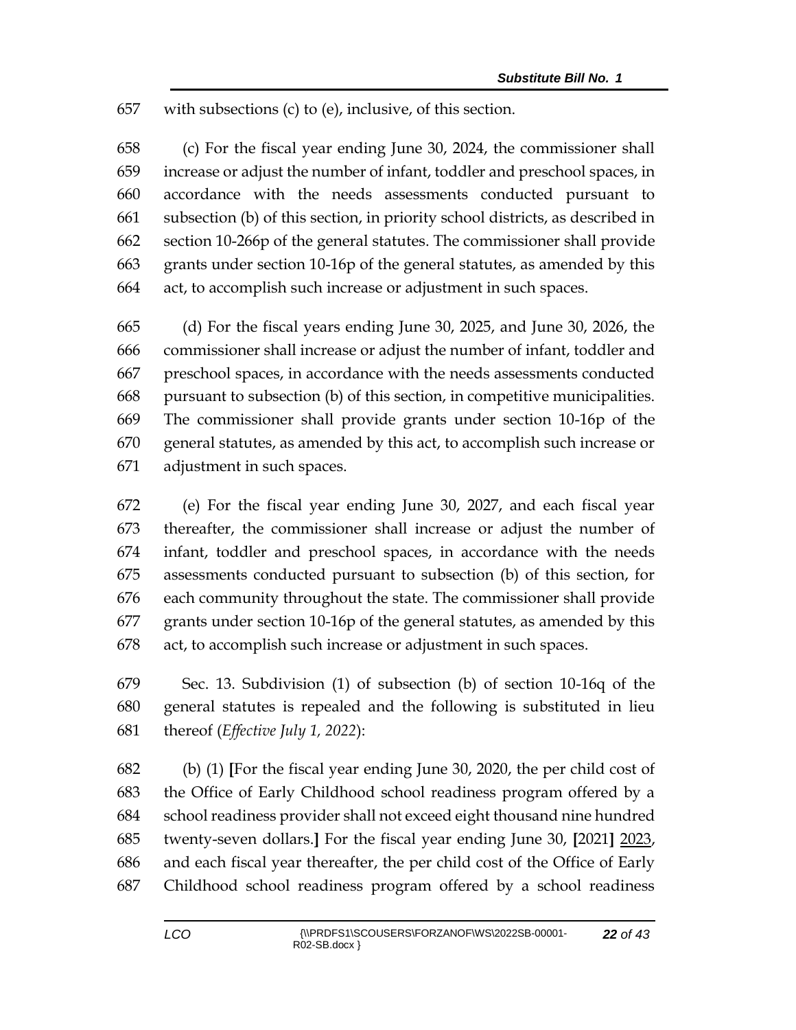with subsections (c) to (e), inclusive, of this section.

(c) For the fiscal year ending June 30, 2024, the commissioner shall increase or adjust the number of infant, toddler and preschool spaces, in accordance with the needs assessments conducted pursuant to subsection (b) of this section, in priority school districts, as described in section 10-266p of the general statutes. The commissioner shall provide grants under section 10-16p of the general statutes, as amended by this act, to accomplish such increase or adjustment in such spaces.

(d) For the fiscal years ending June 30, 2025, and June 30, 2026, the commissioner shall increase or adjust the number of infant, toddler and preschool spaces, in accordance with the needs assessments conducted pursuant to subsection (b) of this section, in competitive municipalities. The commissioner shall provide grants under section 10-16p of the general statutes, as amended by this act, to accomplish such increase or adjustment in such spaces.

(e) For the fiscal year ending June 30, 2027, and each fiscal year thereafter, the commissioner shall increase or adjust the number of infant, toddler and preschool spaces, in accordance with the needs assessments conducted pursuant to subsection (b) of this section, for each community throughout the state. The commissioner shall provide grants under section 10-16p of the general statutes, as amended by this act, to accomplish such increase or adjustment in such spaces.

Sec. 13. Subdivision (1) of subsection (b) of section 10-16q of the general statutes is repealed and the following is substituted in lieu thereof (*Effective July 1, 2022*):

(b) (1) **[**For the fiscal year ending June 30, 2020, the per child cost of the Office of Early Childhood school readiness program offered by a school readiness provider shall not exceed eight thousand nine hundred twenty-seven dollars.**]** For the fiscal year ending June 30, **[**2021**]** <u>2023</u>, and each fiscal year thereafter, the per child cost of the Office of Early Childhood school readiness program offered by a school readiness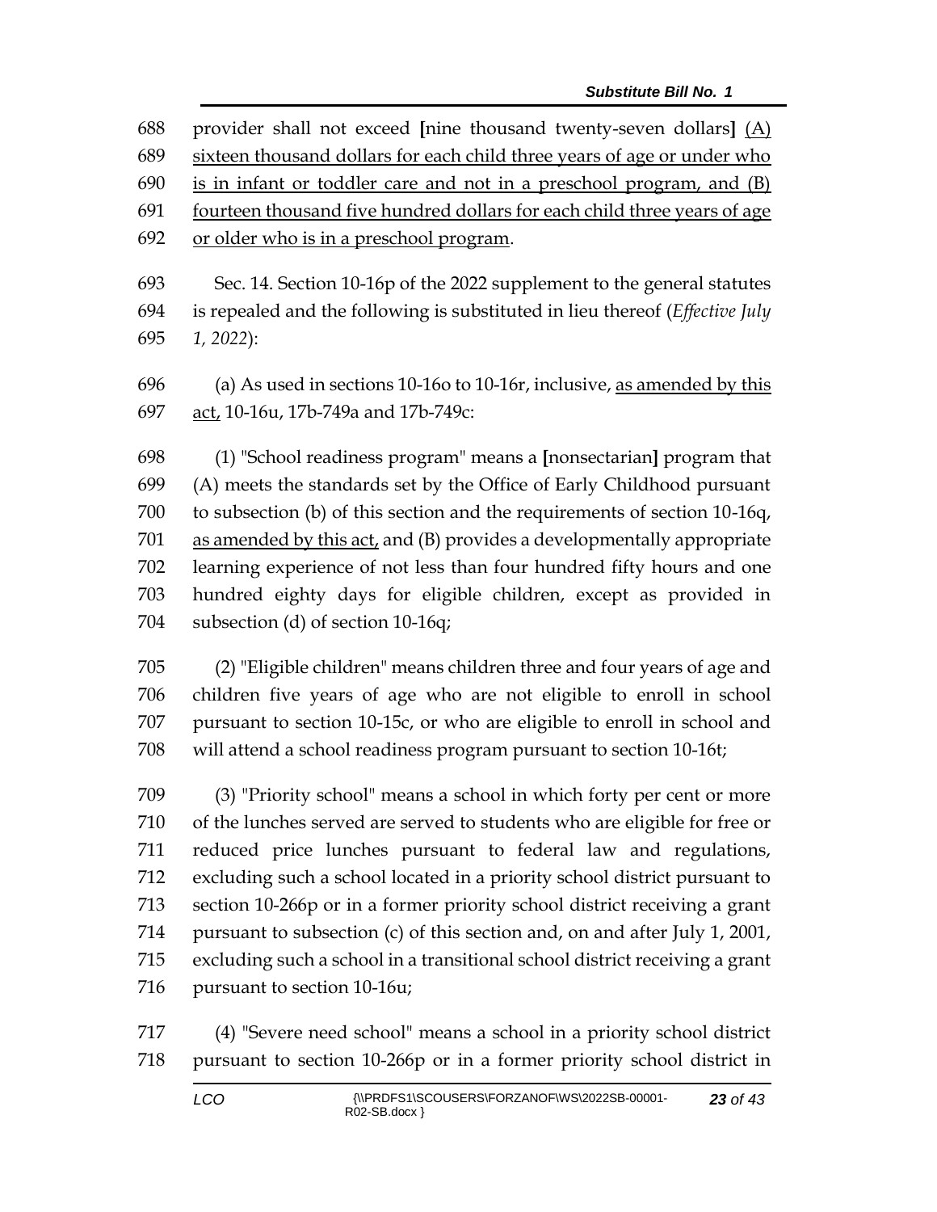provider shall not exceed [nine thousand twenty-seven dollars] <u>(A) sixteen thousand dollars for each child three years of age or under who is in infant or toddler care and not in a preschool program, and (B) fourteen thousand five hundred dollars for each child three years of age or older who is in a preschool program</u>.

Sec. 14. Section 10-16p of the 2022 supplement to the general statutes is repealed and the following is substituted in lieu thereof (*Effective July 1, 2022*):

(a) As used in sections 10-16o to 10-16r, inclusive, <u>as amended by this act,</u> 10-16u, 17b-749a and 17b-749c:

(1) "School readiness program" means a [nonsectarian] program that (A) meets the standards set by the Office of Early Childhood pursuant to subsection (b) of this section and the requirements of section 10-16q, <u>as amended by this act,</u> and (B) provides a developmentally appropriate learning experience of not less than four hundred fifty hours and one hundred eighty days for eligible children, except as provided in subsection (d) of section 10-16q;

(2) "Eligible children" means children three and four years of age and children five years of age who are not eligible to enroll in school pursuant to section 10-15c, or who are eligible to enroll in school and will attend a school readiness program pursuant to section 10-16t;

(3) "Priority school" means a school in which forty per cent or more of the lunches served are served to students who are eligible for free or reduced price lunches pursuant to federal law and regulations, excluding such a school located in a priority school district pursuant to section 10-266p or in a former priority school district receiving a grant pursuant to subsection (c) of this section and, on and after July 1, 2001, excluding such a school in a transitional school district receiving a grant pursuant to section 10-16u;

(4) "Severe need school" means a school in a priority school district pursuant to section 10-266p or in a former priority school district in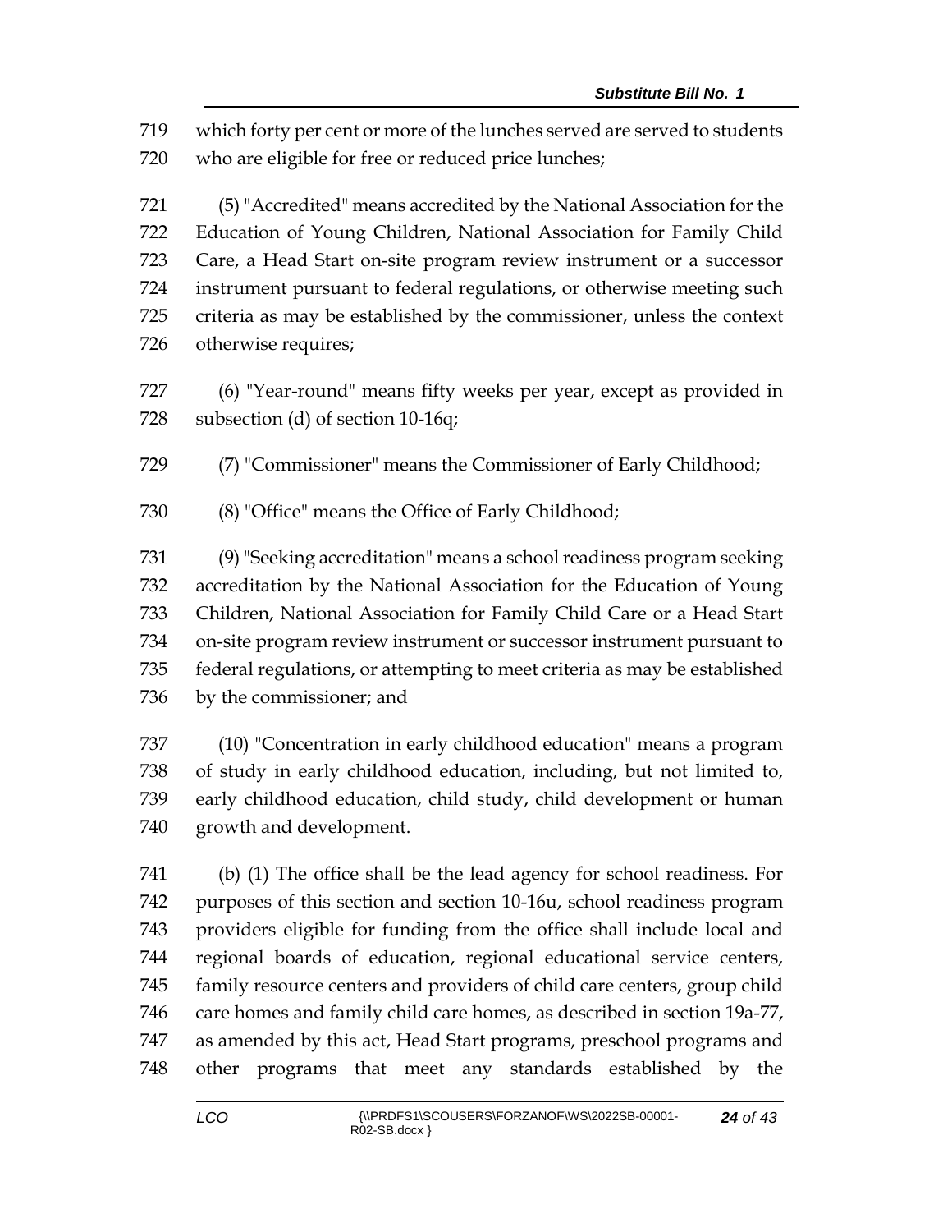which forty per cent or more of the lunches served are served to students who are eligible for free or reduced price lunches;

(5) "Accredited" means accredited by the National Association for the Education of Young Children, National Association for Family Child Care, a Head Start on-site program review instrument or a successor instrument pursuant to federal regulations, or otherwise meeting such criteria as may be established by the commissioner, unless the context otherwise requires;

(6) "Year-round" means fifty weeks per year, except as provided in subsection (d) of section 10-16q;

(7) "Commissioner" means the Commissioner of Early Childhood;

(8) "Office" means the Office of Early Childhood;

(9) "Seeking accreditation" means a school readiness program seeking accreditation by the National Association for the Education of Young Children, National Association for Family Child Care or a Head Start on-site program review instrument or successor instrument pursuant to federal regulations, or attempting to meet criteria as may be established by the commissioner; and

(10) "Concentration in early childhood education" means a program of study in early childhood education, including, but not limited to, early childhood education, child study, child development or human growth and development.

(b) (1) The office shall be the lead agency for school readiness. For purposes of this section and section 10-16u, school readiness program providers eligible for funding from the office shall include local and regional boards of education, regional educational service centers, family resource centers and providers of child care centers, group child care homes and family child care homes, as described in section 19a-77, as amended by this act, Head Start programs, preschool programs and other programs that meet any standards established by the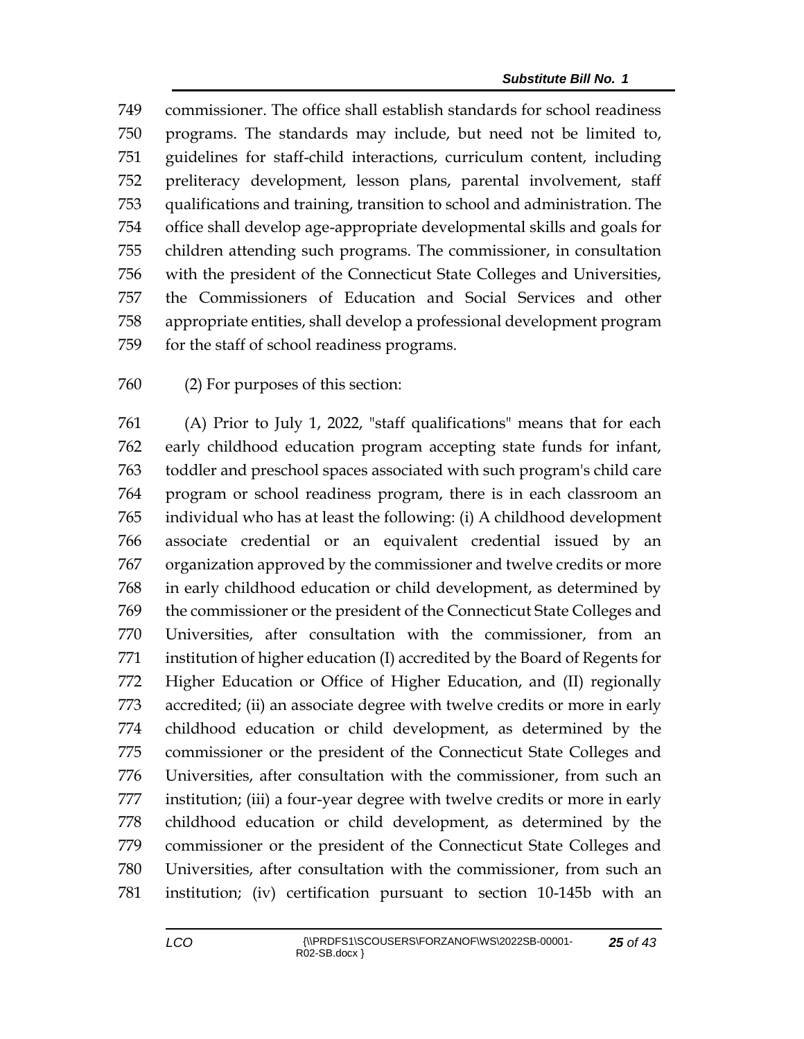commissioner. The office shall establish standards for school readiness programs. The standards may include, but need not be limited to, guidelines for staff-child interactions, curriculum content, including preliteracy development, lesson plans, parental involvement, staff qualifications and training, transition to school and administration. The office shall develop age-appropriate developmental skills and goals for children attending such programs. The commissioner, in consultation with the president of the Connecticut State Colleges and Universities, the Commissioners of Education and Social Services and other appropriate entities, shall develop a professional development program for the staff of school readiness programs.

(2) For purposes of this section:

(A) Prior to July 1, 2022, "staff qualifications" means that for each early childhood education program accepting state funds for infant, toddler and preschool spaces associated with such program's child care program or school readiness program, there is in each classroom an individual who has at least the following: (i) A childhood development associate credential or an equivalent credential issued by an organization approved by the commissioner and twelve credits or more in early childhood education or child development, as determined by the commissioner or the president of the Connecticut State Colleges and Universities, after consultation with the commissioner, from an institution of higher education (I) accredited by the Board of Regents for Higher Education or Office of Higher Education, and (II) regionally accredited; (ii) an associate degree with twelve credits or more in early childhood education or child development, as determined by the commissioner or the president of the Connecticut State Colleges and Universities, after consultation with the commissioner, from such an institution; (iii) a four-year degree with twelve credits or more in early childhood education or child development, as determined by the commissioner or the president of the Connecticut State Colleges and Universities, after consultation with the commissioner, from such an institution; (iv) certification pursuant to section 10-145b with an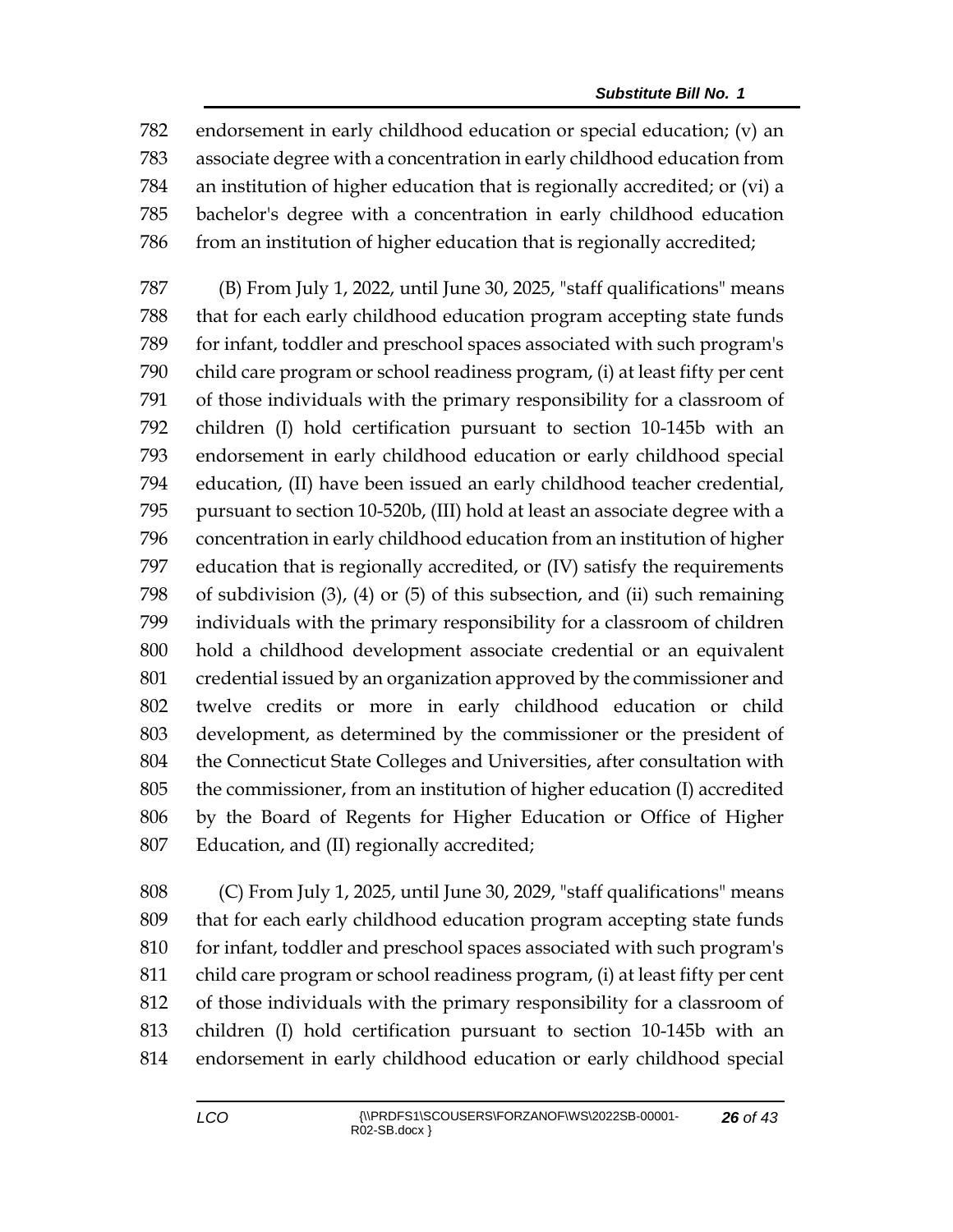782 endorsement in early childhood education or special education; (v) an
783 associate degree with a concentration in early childhood education from
784 an institution of higher education that is regionally accredited; or (vi) a
785 bachelor's degree with a concentration in early childhood education
786 from an institution of higher education that is regionally accredited;

787 (B) From July 1, 2022, until June 30, 2025, "staff qualifications" means
788 that for each early childhood education program accepting state funds
789 for infant, toddler and preschool spaces associated with such program's
790 child care program or school readiness program, (i) at least fifty per cent
791 of those individuals with the primary responsibility for a classroom of
792 children (I) hold certification pursuant to section 10-145b with an
793 endorsement in early childhood education or early childhood special
794 education, (II) have been issued an early childhood teacher credential,
795 pursuant to section 10-520b, (III) hold at least an associate degree with a
796 concentration in early childhood education from an institution of higher
797 education that is regionally accredited, or (IV) satisfy the requirements
798 of subdivision (3), (4) or (5) of this subsection, and (ii) such remaining
799 individuals with the primary responsibility for a classroom of children
800 hold a childhood development associate credential or an equivalent
801 credential issued by an organization approved by the commissioner and
802 twelve credits or more in early childhood education or child
803 development, as determined by the commissioner or the president of
804 the Connecticut State Colleges and Universities, after consultation with
805 the commissioner, from an institution of higher education (I) accredited
806 by the Board of Regents for Higher Education or Office of Higher
807 Education, and (II) regionally accredited;

808 (C) From July 1, 2025, until June 30, 2029, "staff qualifications" means
809 that for each early childhood education program accepting state funds
810 for infant, toddler and preschool spaces associated with such program's
811 child care program or school readiness program, (i) at least fifty per cent
812 of those individuals with the primary responsibility for a classroom of
813 children (I) hold certification pursuant to section 10-145b with an
814 endorsement in early childhood education or early childhood special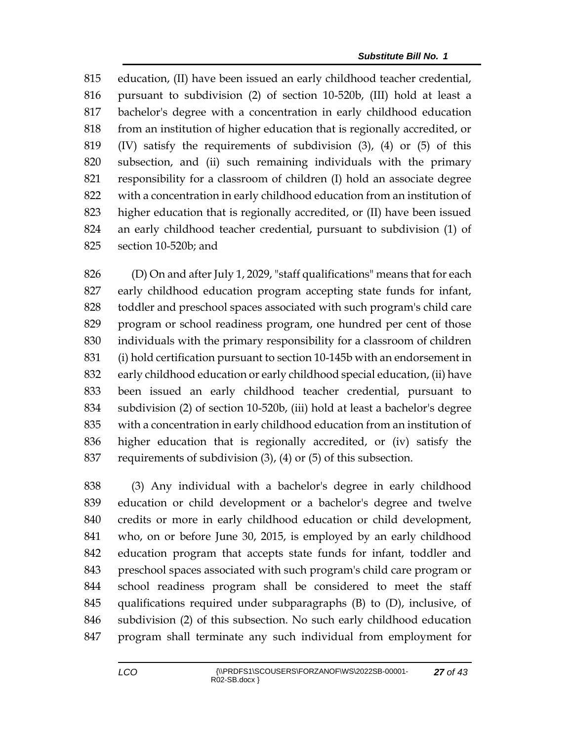education, (II) have been issued an early childhood teacher credential, pursuant to subdivision (2) of section 10-520b, (III) hold at least a bachelor's degree with a concentration in early childhood education from an institution of higher education that is regionally accredited, or (IV) satisfy the requirements of subdivision (3), (4) or (5) of this subsection, and (ii) such remaining individuals with the primary responsibility for a classroom of children (I) hold an associate degree with a concentration in early childhood education from an institution of higher education that is regionally accredited, or (II) have been issued an early childhood teacher credential, pursuant to subdivision (1) of section 10-520b; and

(D) On and after July 1, 2029, "staff qualifications" means that for each early childhood education program accepting state funds for infant, toddler and preschool spaces associated with such program's child care program or school readiness program, one hundred per cent of those individuals with the primary responsibility for a classroom of children (i) hold certification pursuant to section 10-145b with an endorsement in early childhood education or early childhood special education, (ii) have been issued an early childhood teacher credential, pursuant to subdivision (2) of section 10-520b, (iii) hold at least a bachelor's degree with a concentration in early childhood education from an institution of higher education that is regionally accredited, or (iv) satisfy the requirements of subdivision (3), (4) or (5) of this subsection.

(3) Any individual with a bachelor's degree in early childhood education or child development or a bachelor's degree and twelve credits or more in early childhood education or child development, who, on or before June 30, 2015, is employed by an early childhood education program that accepts state funds for infant, toddler and preschool spaces associated with such program's child care program or school readiness program shall be considered to meet the staff qualifications required under subparagraphs (B) to (D), inclusive, of subdivision (2) of this subsection. No such early childhood education program shall terminate any such individual from employment for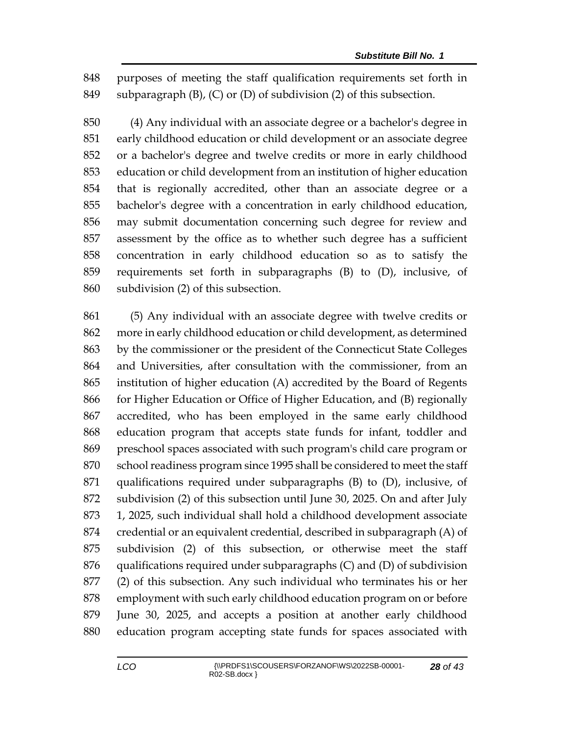purposes of meeting the staff qualification requirements set forth in subparagraph (B), (C) or (D) of subdivision (2) of this subsection.

(4) Any individual with an associate degree or a bachelor's degree in early childhood education or child development or an associate degree or a bachelor's degree and twelve credits or more in early childhood education or child development from an institution of higher education that is regionally accredited, other than an associate degree or a bachelor's degree with a concentration in early childhood education, may submit documentation concerning such degree for review and assessment by the office as to whether such degree has a sufficient concentration in early childhood education so as to satisfy the requirements set forth in subparagraphs (B) to (D), inclusive, of subdivision (2) of this subsection.

(5) Any individual with an associate degree with twelve credits or more in early childhood education or child development, as determined by the commissioner or the president of the Connecticut State Colleges and Universities, after consultation with the commissioner, from an institution of higher education (A) accredited by the Board of Regents for Higher Education or Office of Higher Education, and (B) regionally accredited, who has been employed in the same early childhood education program that accepts state funds for infant, toddler and preschool spaces associated with such program's child care program or school readiness program since 1995 shall be considered to meet the staff qualifications required under subparagraphs (B) to (D), inclusive, of subdivision (2) of this subsection until June 30, 2025. On and after July 1, 2025, such individual shall hold a childhood development associate credential or an equivalent credential, described in subparagraph (A) of subdivision (2) of this subsection, or otherwise meet the staff qualifications required under subparagraphs (C) and (D) of subdivision (2) of this subsection. Any such individual who terminates his or her employment with such early childhood education program on or before June 30, 2025, and accepts a position at another early childhood education program accepting state funds for spaces associated with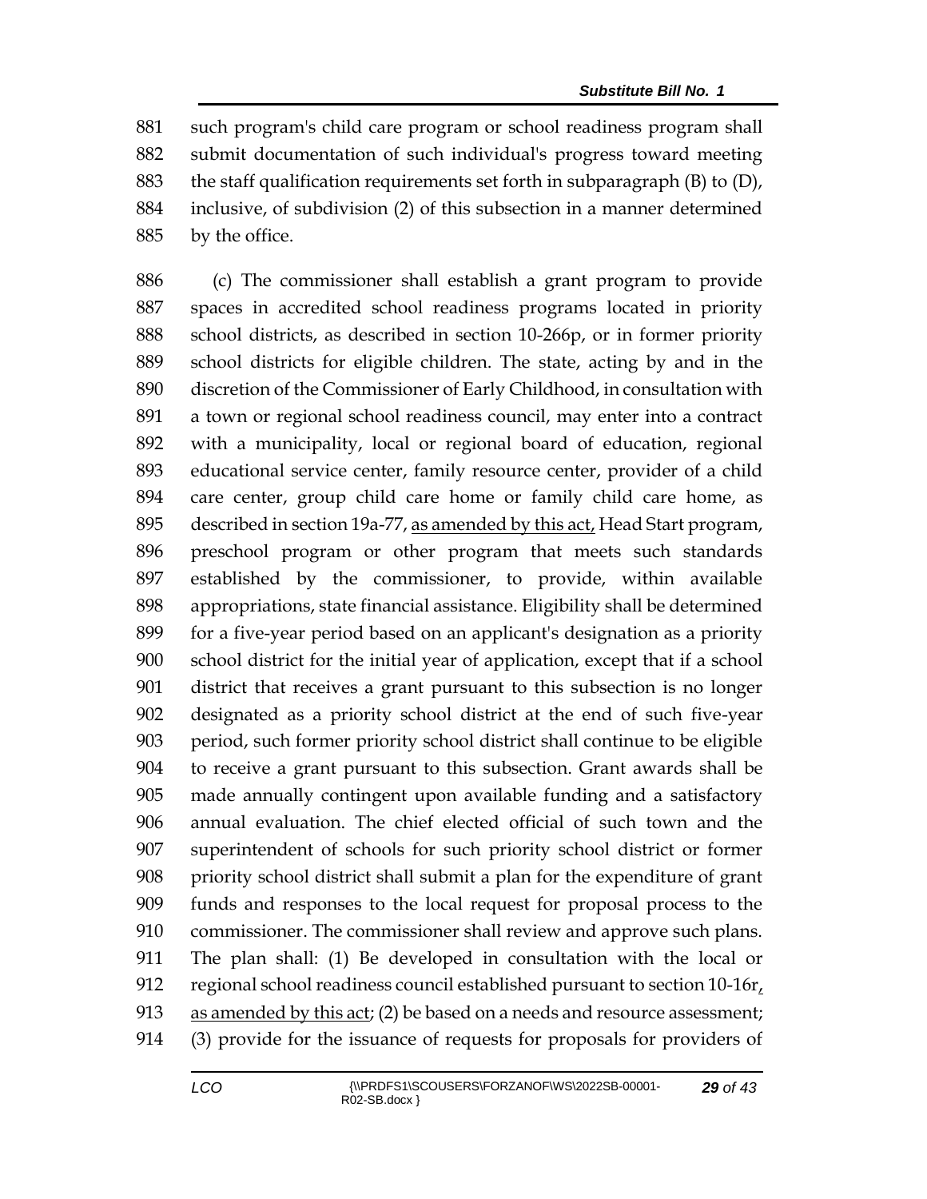such program's child care program or school readiness program shall submit documentation of such individual's progress toward meeting the staff qualification requirements set forth in subparagraph (B) to (D), inclusive, of subdivision (2) of this subsection in a manner determined by the office.

(c) The commissioner shall establish a grant program to provide spaces in accredited school readiness programs located in priority school districts, as described in section 10-266p, or in former priority school districts for eligible children. The state, acting by and in the discretion of the Commissioner of Early Childhood, in consultation with a town or regional school readiness council, may enter into a contract with a municipality, local or regional board of education, regional educational service center, family resource center, provider of a child care center, group child care home or family child care home, as described in section 19a-77, <u>as amended by this act,</u> Head Start program, preschool program or other program that meets such standards established by the commissioner, to provide, within available appropriations, state financial assistance. Eligibility shall be determined for a five-year period based on an applicant's designation as a priority school district for the initial year of application, except that if a school district that receives a grant pursuant to this subsection is no longer designated as a priority school district at the end of such five-year period, such former priority school district shall continue to be eligible to receive a grant pursuant to this subsection. Grant awards shall be made annually contingent upon available funding and a satisfactory annual evaluation. The chief elected official of such town and the superintendent of schools for such priority school district or former priority school district shall submit a plan for the expenditure of grant funds and responses to the local request for proposal process to the commissioner. The commissioner shall review and approve such plans. The plan shall: (1) Be developed in consultation with the local or regional school readiness council established pursuant to section 10-16r<u>, as amended by this act</u>; (2) be based on a needs and resource assessment; (3) provide for the issuance of requests for proposals for providers of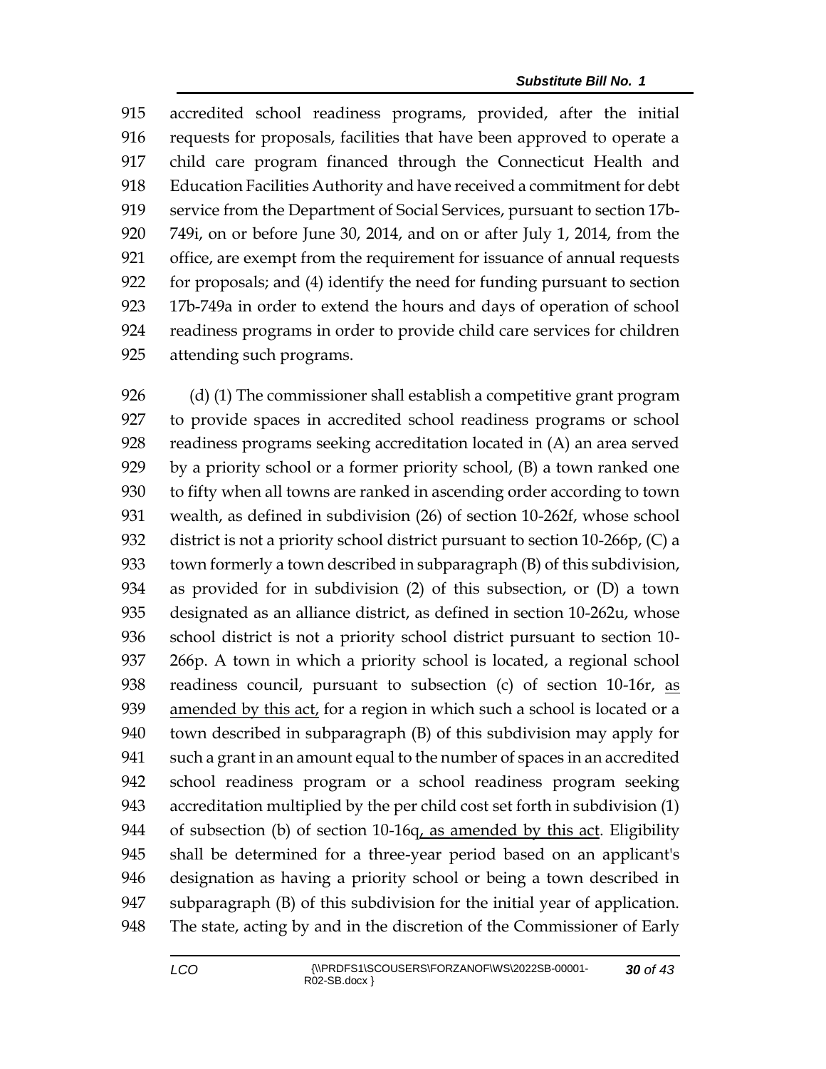accredited school readiness programs, provided, after the initial requests for proposals, facilities that have been approved to operate a child care program financed through the Connecticut Health and Education Facilities Authority and have received a commitment for debt service from the Department of Social Services, pursuant to section 17b-749i, on or before June 30, 2014, and on or after July 1, 2014, from the office, are exempt from the requirement for issuance of annual requests for proposals; and (4) identify the need for funding pursuant to section 17b-749a in order to extend the hours and days of operation of school readiness programs in order to provide child care services for children attending such programs.

(d) (1) The commissioner shall establish a competitive grant program to provide spaces in accredited school readiness programs or school readiness programs seeking accreditation located in (A) an area served by a priority school or a former priority school, (B) a town ranked one to fifty when all towns are ranked in ascending order according to town wealth, as defined in subdivision (26) of section 10-262f, whose school district is not a priority school district pursuant to section 10-266p, (C) a town formerly a town described in subparagraph (B) of this subdivision, as provided for in subdivision (2) of this subsection, or (D) a town designated as an alliance district, as defined in section 10-262u, whose school district is not a priority school district pursuant to section 10-266p. A town in which a priority school is located, a regional school readiness council, pursuant to subsection (c) of section 10-16r, <u>as amended by this act,</u> for a region in which such a school is located or a town described in subparagraph (B) of this subdivision may apply for such a grant in an amount equal to the number of spaces in an accredited school readiness program or a school readiness program seeking accreditation multiplied by the per child cost set forth in subdivision (1) of subsection (b) of section 10-16q<u>, as amended by this act</u>. Eligibility shall be determined for a three-year period based on an applicant's designation as having a priority school or being a town described in subparagraph (B) of this subdivision for the initial year of application. The state, acting by and in the discretion of the Commissioner of Early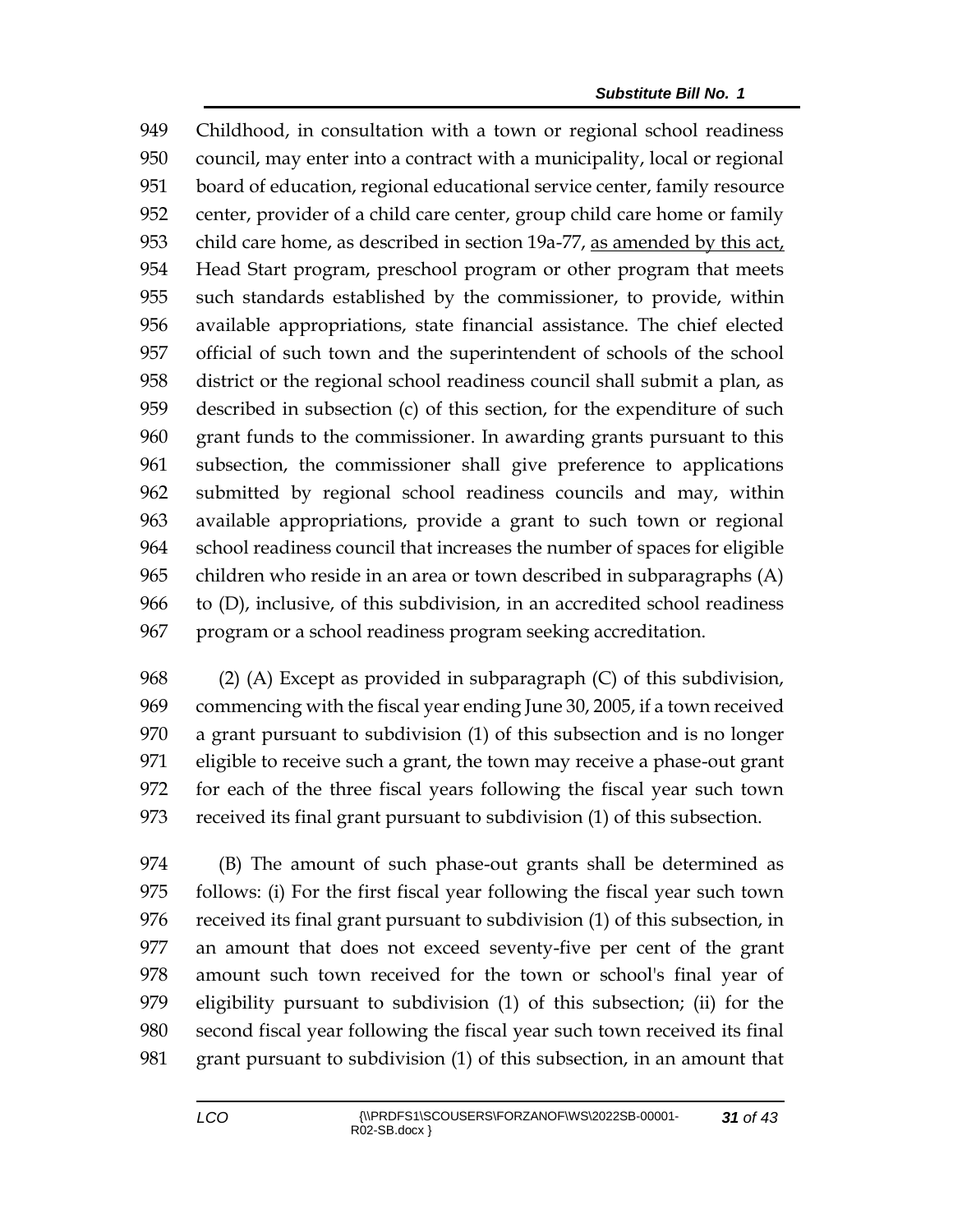Childhood, in consultation with a town or regional school readiness council, may enter into a contract with a municipality, local or regional board of education, regional educational service center, family resource center, provider of a child care center, group child care home or family child care home, as described in section 19a-77, <u>as amended by this act,</u> Head Start program, preschool program or other program that meets such standards established by the commissioner, to provide, within available appropriations, state financial assistance. The chief elected official of such town and the superintendent of schools of the school district or the regional school readiness council shall submit a plan, as described in subsection (c) of this section, for the expenditure of such grant funds to the commissioner. In awarding grants pursuant to this subsection, the commissioner shall give preference to applications submitted by regional school readiness councils and may, within available appropriations, provide a grant to such town or regional school readiness council that increases the number of spaces for eligible children who reside in an area or town described in subparagraphs (A) to (D), inclusive, of this subdivision, in an accredited school readiness program or a school readiness program seeking accreditation.

(2) (A) Except as provided in subparagraph (C) of this subdivision, commencing with the fiscal year ending June 30, 2005, if a town received a grant pursuant to subdivision (1) of this subsection and is no longer eligible to receive such a grant, the town may receive a phase-out grant for each of the three fiscal years following the fiscal year such town received its final grant pursuant to subdivision (1) of this subsection.

(B) The amount of such phase-out grants shall be determined as follows: (i) For the first fiscal year following the fiscal year such town received its final grant pursuant to subdivision (1) of this subsection, in an amount that does not exceed seventy-five per cent of the grant amount such town received for the town or school's final year of eligibility pursuant to subdivision (1) of this subsection; (ii) for the second fiscal year following the fiscal year such town received its final grant pursuant to subdivision (1) of this subsection, in an amount that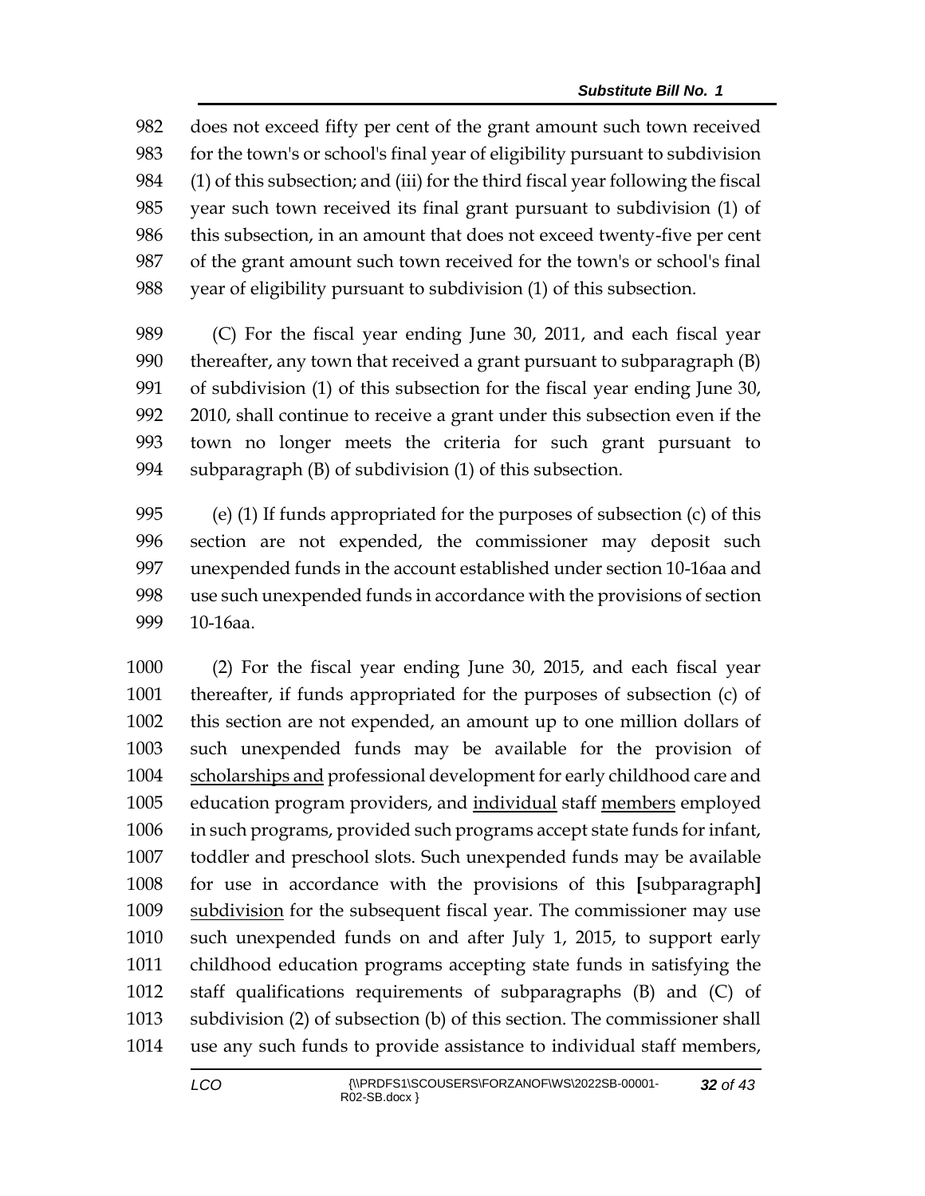does not exceed fifty per cent of the grant amount such town received for the town's or school's final year of eligibility pursuant to subdivision (1) of this subsection; and (iii) for the third fiscal year following the fiscal year such town received its final grant pursuant to subdivision (1) of this subsection, in an amount that does not exceed twenty-five per cent of the grant amount such town received for the town's or school's final year of eligibility pursuant to subdivision (1) of this subsection.

(C) For the fiscal year ending June 30, 2011, and each fiscal year thereafter, any town that received a grant pursuant to subparagraph (B) of subdivision (1) of this subsection for the fiscal year ending June 30, 2010, shall continue to receive a grant under this subsection even if the town no longer meets the criteria for such grant pursuant to subparagraph (B) of subdivision (1) of this subsection.

(e) (1) If funds appropriated for the purposes of subsection (c) of this section are not expended, the commissioner may deposit such unexpended funds in the account established under section 10-16aa and use such unexpended funds in accordance with the provisions of section 10-16aa.

(2) For the fiscal year ending June 30, 2015, and each fiscal year thereafter, if funds appropriated for the purposes of subsection (c) of this section are not expended, an amount up to one million dollars of such unexpended funds may be available for the provision of <u>scholarships and</u> professional development for early childhood care and education program providers, and <u>individual</u> staff <u>members</u> employed in such programs, provided such programs accept state funds for infant, toddler and preschool slots. Such unexpended funds may be available for use in accordance with the provisions of this **[**subparagraph**]** <u>subdivision</u> for the subsequent fiscal year. The commissioner may use such unexpended funds on and after July 1, 2015, to support early childhood education programs accepting state funds in satisfying the staff qualifications requirements of subparagraphs (B) and (C) of subdivision (2) of subsection (b) of this section. The commissioner shall use any such funds to provide assistance to individual staff members,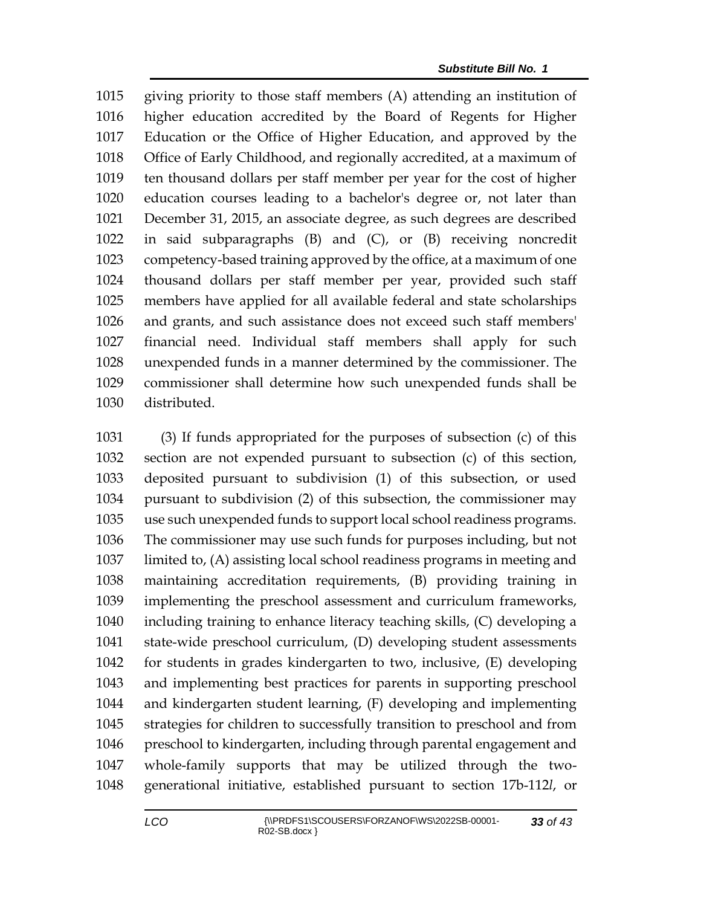giving priority to those staff members (A) attending an institution of higher education accredited by the Board of Regents for Higher Education or the Office of Higher Education, and approved by the Office of Early Childhood, and regionally accredited, at a maximum of ten thousand dollars per staff member per year for the cost of higher education courses leading to a bachelor's degree or, not later than December 31, 2015, an associate degree, as such degrees are described in said subparagraphs (B) and (C), or (B) receiving noncredit competency-based training approved by the office, at a maximum of one thousand dollars per staff member per year, provided such staff members have applied for all available federal and state scholarships and grants, and such assistance does not exceed such staff members' financial need. Individual staff members shall apply for such unexpended funds in a manner determined by the commissioner. The commissioner shall determine how such unexpended funds shall be distributed.

(3) If funds appropriated for the purposes of subsection (c) of this section are not expended pursuant to subsection (c) of this section, deposited pursuant to subdivision (1) of this subsection, or used pursuant to subdivision (2) of this subsection, the commissioner may use such unexpended funds to support local school readiness programs. The commissioner may use such funds for purposes including, but not limited to, (A) assisting local school readiness programs in meeting and maintaining accreditation requirements, (B) providing training in implementing the preschool assessment and curriculum frameworks, including training to enhance literacy teaching skills, (C) developing a state-wide preschool curriculum, (D) developing student assessments for students in grades kindergarten to two, inclusive, (E) developing and implementing best practices for parents in supporting preschool and kindergarten student learning, (F) developing and implementing strategies for children to successfully transition to preschool and from preschool to kindergarten, including through parental engagement and whole-family supports that may be utilized through the two-generational initiative, established pursuant to section 17b-112*l*, or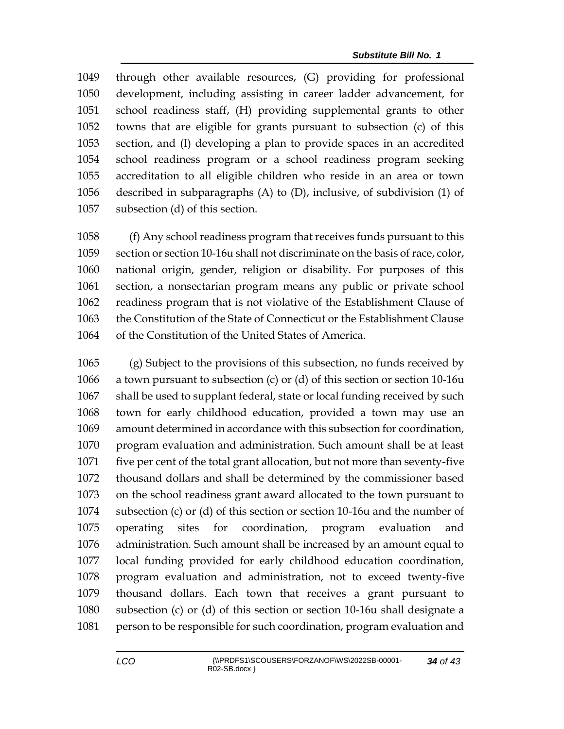through other available resources, (G) providing for professional development, including assisting in career ladder advancement, for school readiness staff, (H) providing supplemental grants to other towns that are eligible for grants pursuant to subsection (c) of this section, and (I) developing a plan to provide spaces in an accredited school readiness program or a school readiness program seeking accreditation to all eligible children who reside in an area or town described in subparagraphs (A) to (D), inclusive, of subdivision (1) of subsection (d) of this section.

(f) Any school readiness program that receives funds pursuant to this section or section 10-16u shall not discriminate on the basis of race, color, national origin, gender, religion or disability. For purposes of this section, a nonsectarian program means any public or private school readiness program that is not violative of the Establishment Clause of the Constitution of the State of Connecticut or the Establishment Clause of the Constitution of the United States of America.

(g) Subject to the provisions of this subsection, no funds received by a town pursuant to subsection (c) or (d) of this section or section 10-16u shall be used to supplant federal, state or local funding received by such town for early childhood education, provided a town may use an amount determined in accordance with this subsection for coordination, program evaluation and administration. Such amount shall be at least five per cent of the total grant allocation, but not more than seventy-five thousand dollars and shall be determined by the commissioner based on the school readiness grant award allocated to the town pursuant to subsection (c) or (d) of this section or section 10-16u and the number of operating sites for coordination, program evaluation and administration. Such amount shall be increased by an amount equal to local funding provided for early childhood education coordination, program evaluation and administration, not to exceed twenty-five thousand dollars. Each town that receives a grant pursuant to subsection (c) or (d) of this section or section 10-16u shall designate a person to be responsible for such coordination, program evaluation and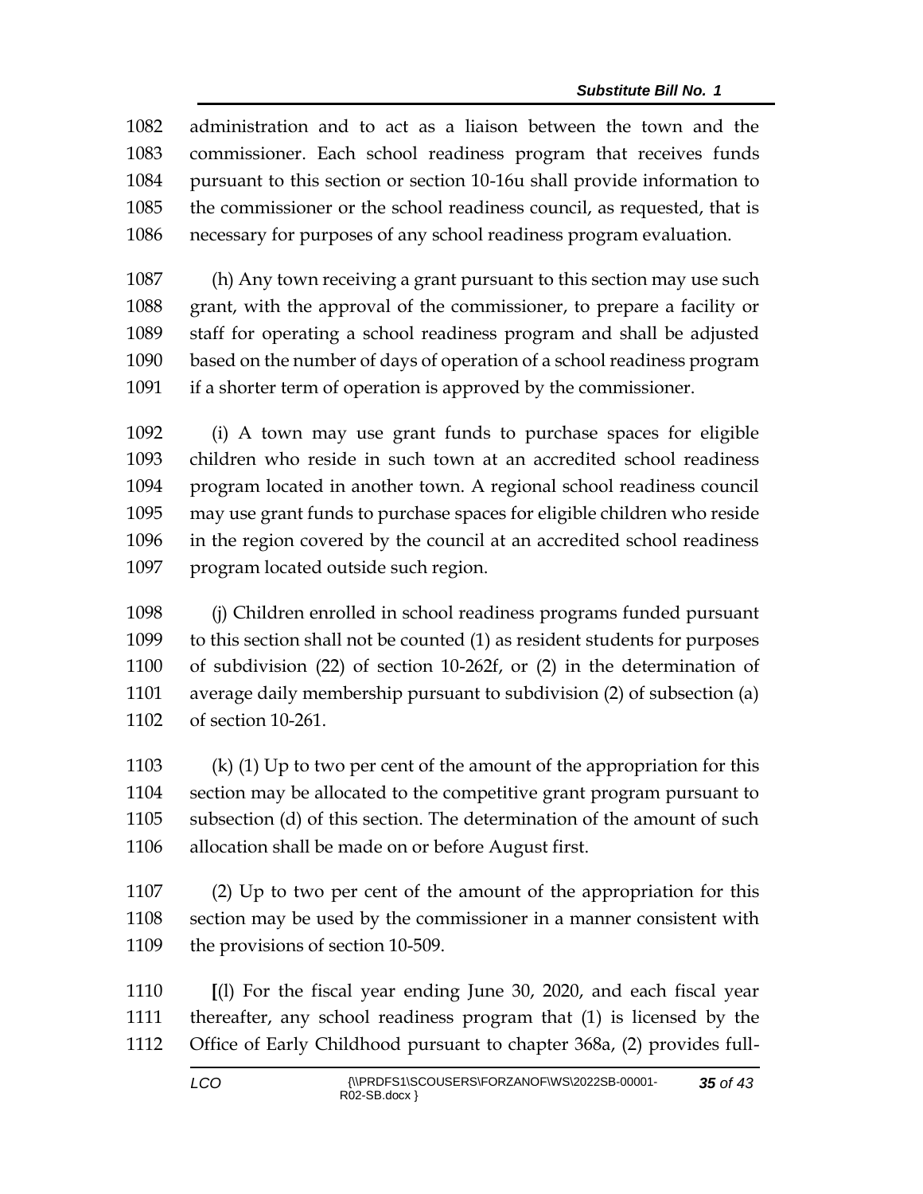administration and to act as a liaison between the town and the commissioner. Each school readiness program that receives funds pursuant to this section or section 10-16u shall provide information to the commissioner or the school readiness council, as requested, that is necessary for purposes of any school readiness program evaluation.

(h) Any town receiving a grant pursuant to this section may use such grant, with the approval of the commissioner, to prepare a facility or staff for operating a school readiness program and shall be adjusted based on the number of days of operation of a school readiness program if a shorter term of operation is approved by the commissioner.

(i) A town may use grant funds to purchase spaces for eligible children who reside in such town at an accredited school readiness program located in another town. A regional school readiness council may use grant funds to purchase spaces for eligible children who reside in the region covered by the council at an accredited school readiness program located outside such region.

(j) Children enrolled in school readiness programs funded pursuant to this section shall not be counted (1) as resident students for purposes of subdivision (22) of section 10-262f, or (2) in the determination of average daily membership pursuant to subdivision (2) of subsection (a) of section 10-261.

(k) (1) Up to two per cent of the amount of the appropriation for this section may be allocated to the competitive grant program pursuant to subsection (d) of this section. The determination of the amount of such allocation shall be made on or before August first.

(2) Up to two per cent of the amount of the appropriation for this section may be used by the commissioner in a manner consistent with the provisions of section 10-509.

**[**(l) For the fiscal year ending June 30, 2020, and each fiscal year thereafter, any school readiness program that (1) is licensed by the Office of Early Childhood pursuant to chapter 368a, (2) provides full-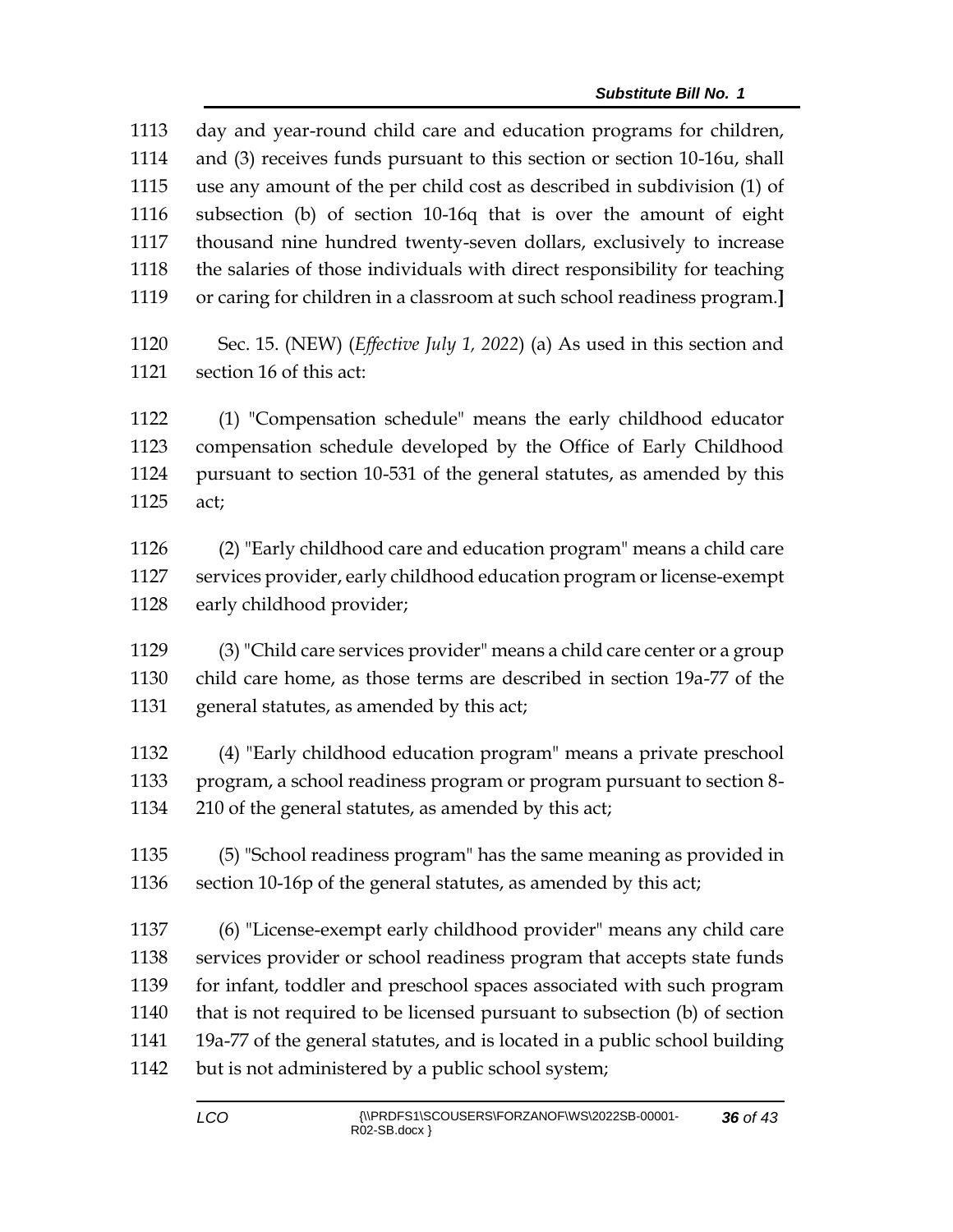1113 day and year-round child care and education programs for children,
1114 and (3) receives funds pursuant to this section or section 10-16u, shall
1115 use any amount of the per child cost as described in subdivision (1) of
1116 subsection (b) of section 10-16q that is over the amount of eight
1117 thousand nine hundred twenty-seven dollars, exclusively to increase
1118 the salaries of those individuals with direct responsibility for teaching
1119 or caring for children in a classroom at such school readiness program.**]**

1120 Sec. 15. (NEW) (*Effective July 1, 2022*) (a) As used in this section and
1121 section 16 of this act:

1122 (1) "Compensation schedule" means the early childhood educator
1123 compensation schedule developed by the Office of Early Childhood
1124 pursuant to section 10-531 of the general statutes, as amended by this
1125 act;

1126 (2) "Early childhood care and education program" means a child care
1127 services provider, early childhood education program or license-exempt
1128 early childhood provider;

1129 (3) "Child care services provider" means a child care center or a group
1130 child care home, as those terms are described in section 19a-77 of the
1131 general statutes, as amended by this act;

1132 (4) "Early childhood education program" means a private preschool
1133 program, a school readiness program or program pursuant to section 8-
1134 210 of the general statutes, as amended by this act;

1135 (5) "School readiness program" has the same meaning as provided in
1136 section 10-16p of the general statutes, as amended by this act;

1137 (6) "License-exempt early childhood provider" means any child care
1138 services provider or school readiness program that accepts state funds
1139 for infant, toddler and preschool spaces associated with such program
1140 that is not required to be licensed pursuant to subsection (b) of section
1141 19a-77 of the general statutes, and is located in a public school building
1142 but is not administered by a public school system;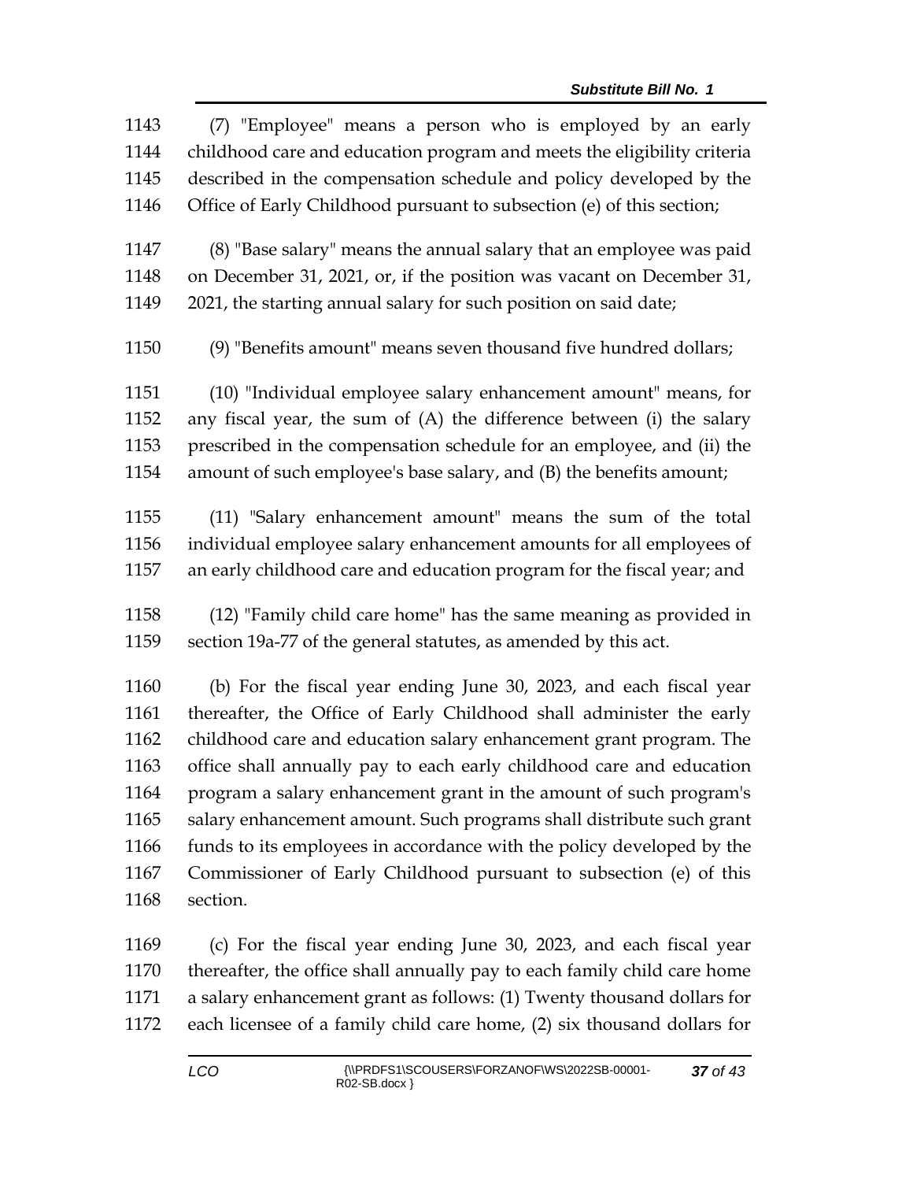(7) "Employee" means a person who is employed by an early childhood care and education program and meets the eligibility criteria described in the compensation schedule and policy developed by the Office of Early Childhood pursuant to subsection (e) of this section;

(8) "Base salary" means the annual salary that an employee was paid on December 31, 2021, or, if the position was vacant on December 31, 2021, the starting annual salary for such position on said date;

(9) "Benefits amount" means seven thousand five hundred dollars;

(10) "Individual employee salary enhancement amount" means, for any fiscal year, the sum of (A) the difference between (i) the salary prescribed in the compensation schedule for an employee, and (ii) the amount of such employee's base salary, and (B) the benefits amount;

(11) "Salary enhancement amount" means the sum of the total individual employee salary enhancement amounts for all employees of an early childhood care and education program for the fiscal year; and

(12) "Family child care home" has the same meaning as provided in section 19a-77 of the general statutes, as amended by this act.

(b) For the fiscal year ending June 30, 2023, and each fiscal year thereafter, the Office of Early Childhood shall administer the early childhood care and education salary enhancement grant program. The office shall annually pay to each early childhood care and education program a salary enhancement grant in the amount of such program's salary enhancement amount. Such programs shall distribute such grant funds to its employees in accordance with the policy developed by the Commissioner of Early Childhood pursuant to subsection (e) of this section.

(c) For the fiscal year ending June 30, 2023, and each fiscal year thereafter, the office shall annually pay to each family child care home a salary enhancement grant as follows: (1) Twenty thousand dollars for each licensee of a family child care home, (2) six thousand dollars for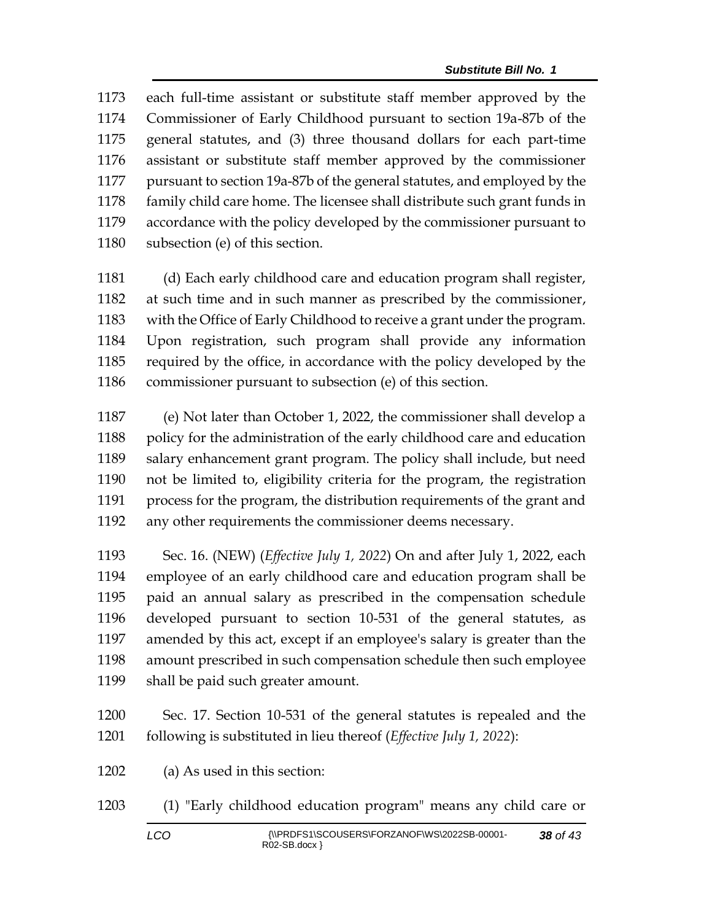each full-time assistant or substitute staff member approved by the Commissioner of Early Childhood pursuant to section 19a-87b of the general statutes, and (3) three thousand dollars for each part-time assistant or substitute staff member approved by the commissioner pursuant to section 19a-87b of the general statutes, and employed by the family child care home. The licensee shall distribute such grant funds in accordance with the policy developed by the commissioner pursuant to subsection (e) of this section.

(d) Each early childhood care and education program shall register, at such time and in such manner as prescribed by the commissioner, with the Office of Early Childhood to receive a grant under the program. Upon registration, such program shall provide any information required by the office, in accordance with the policy developed by the commissioner pursuant to subsection (e) of this section.

(e) Not later than October 1, 2022, the commissioner shall develop a policy for the administration of the early childhood care and education salary enhancement grant program. The policy shall include, but need not be limited to, eligibility criteria for the program, the registration process for the program, the distribution requirements of the grant and any other requirements the commissioner deems necessary.

Sec. 16. (NEW) (*Effective July 1, 2022*) On and after July 1, 2022, each employee of an early childhood care and education program shall be paid an annual salary as prescribed in the compensation schedule developed pursuant to section 10-531 of the general statutes, as amended by this act, except if an employee's salary is greater than the amount prescribed in such compensation schedule then such employee shall be paid such greater amount.

Sec. 17. Section 10-531 of the general statutes is repealed and the following is substituted in lieu thereof (*Effective July 1, 2022*):

(a) As used in this section:

(1) "Early childhood education program" means any child care or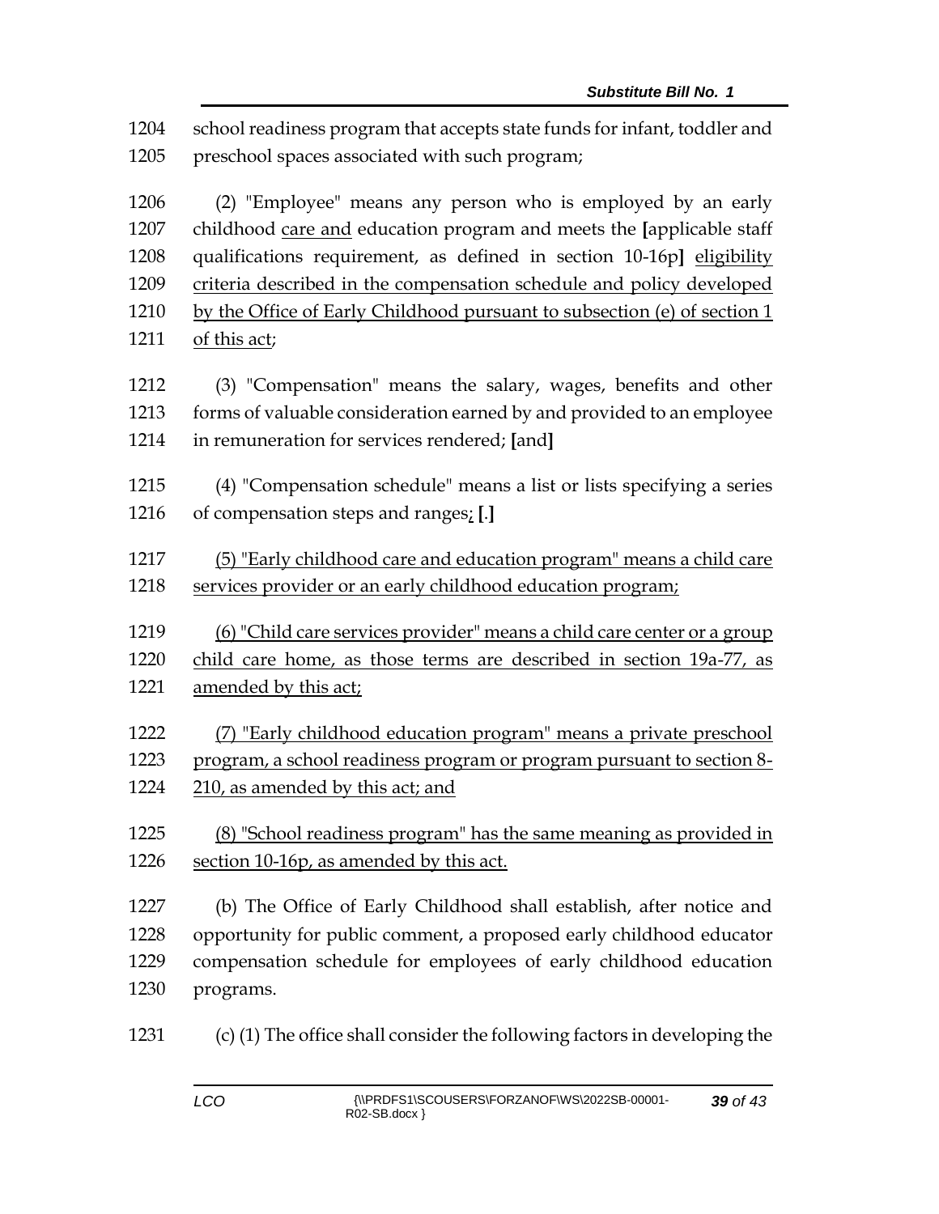school readiness program that accepts state funds for infant, toddler and preschool spaces associated with such program;

(2) "Employee" means any person who is employed by an early childhood care and education program and meets the [applicable staff qualifications requirement, as defined in section 10-16p] eligibility criteria described in the compensation schedule and policy developed by the Office of Early Childhood pursuant to subsection (e) of section 1 of this act;

(3) "Compensation" means the salary, wages, benefits and other forms of valuable consideration earned by and provided to an employee in remuneration for services rendered; [and]

(4) "Compensation schedule" means a list or lists specifying a series of compensation steps and ranges; [.]

(5) "Early childhood care and education program" means a child care services provider or an early childhood education program;

(6) "Child care services provider" means a child care center or a group child care home, as those terms are described in section 19a-77, as amended by this act;

(7) "Early childhood education program" means a private preschool program, a school readiness program or program pursuant to section 8-210, as amended by this act; and

(8) "School readiness program" has the same meaning as provided in section 10-16p, as amended by this act.

(b) The Office of Early Childhood shall establish, after notice and opportunity for public comment, a proposed early childhood educator compensation schedule for employees of early childhood education programs.

(c) (1) The office shall consider the following factors in developing the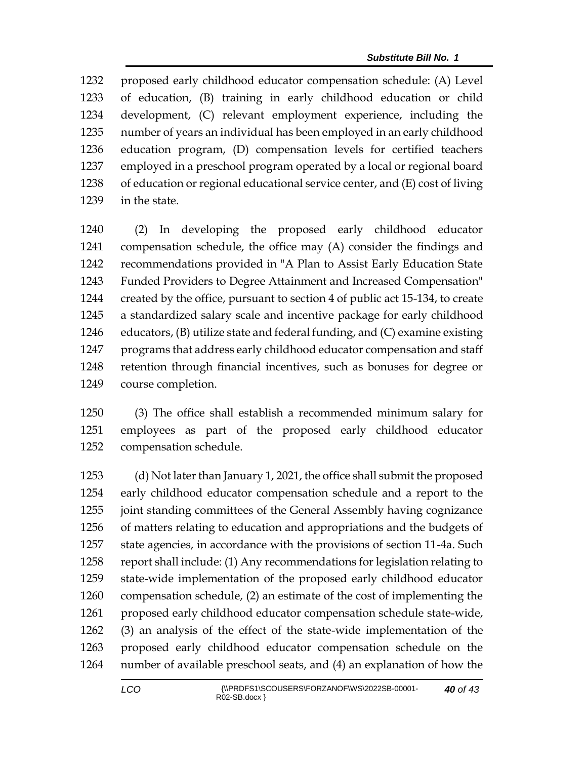proposed early childhood educator compensation schedule: (A) Level of education, (B) training in early childhood education or child development, (C) relevant employment experience, including the number of years an individual has been employed in an early childhood education program, (D) compensation levels for certified teachers employed in a preschool program operated by a local or regional board of education or regional educational service center, and (E) cost of living in the state.

(2) In developing the proposed early childhood educator compensation schedule, the office may (A) consider the findings and recommendations provided in "A Plan to Assist Early Education State Funded Providers to Degree Attainment and Increased Compensation" created by the office, pursuant to section 4 of public act 15-134, to create a standardized salary scale and incentive package for early childhood educators, (B) utilize state and federal funding, and (C) examine existing programs that address early childhood educator compensation and staff retention through financial incentives, such as bonuses for degree or course completion.

(3) The office shall establish a recommended minimum salary for employees as part of the proposed early childhood educator compensation schedule.

(d) Not later than January 1, 2021, the office shall submit the proposed early childhood educator compensation schedule and a report to the joint standing committees of the General Assembly having cognizance of matters relating to education and appropriations and the budgets of state agencies, in accordance with the provisions of section 11-4a. Such report shall include: (1) Any recommendations for legislation relating to state-wide implementation of the proposed early childhood educator compensation schedule, (2) an estimate of the cost of implementing the proposed early childhood educator compensation schedule state-wide, (3) an analysis of the effect of the state-wide implementation of the proposed early childhood educator compensation schedule on the number of available preschool seats, and (4) an explanation of how the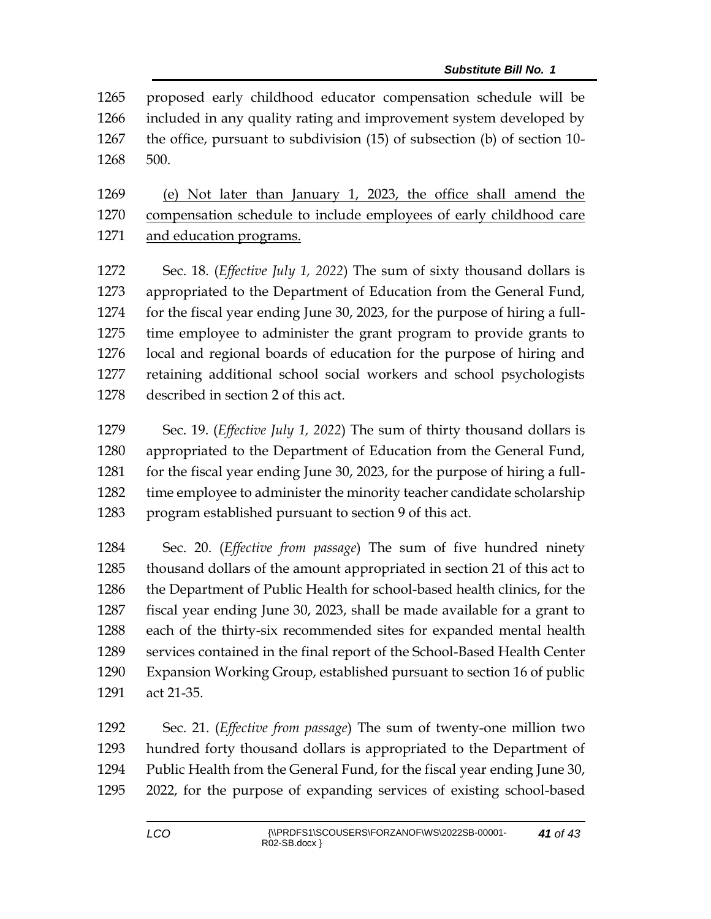proposed early childhood educator compensation schedule will be included in any quality rating and improvement system developed by the office, pursuant to subdivision (15) of subsection (b) of section 10-500.

<u>(e) Not later than January 1, 2023, the office shall amend the compensation schedule to include employees of early childhood care and education programs.</u>

Sec. 18. (*Effective July 1, 2022*) The sum of sixty thousand dollars is appropriated to the Department of Education from the General Fund, for the fiscal year ending June 30, 2023, for the purpose of hiring a full-time employee to administer the grant program to provide grants to local and regional boards of education for the purpose of hiring and retaining additional school social workers and school psychologists described in section 2 of this act.

Sec. 19. (*Effective July 1, 2022*) The sum of thirty thousand dollars is appropriated to the Department of Education from the General Fund, for the fiscal year ending June 30, 2023, for the purpose of hiring a full-time employee to administer the minority teacher candidate scholarship program established pursuant to section 9 of this act.

Sec. 20. (*Effective from passage*) The sum of five hundred ninety thousand dollars of the amount appropriated in section 21 of this act to the Department of Public Health for school-based health clinics, for the fiscal year ending June 30, 2023, shall be made available for a grant to each of the thirty-six recommended sites for expanded mental health services contained in the final report of the School-Based Health Center Expansion Working Group, established pursuant to section 16 of public act 21-35.

Sec. 21. (*Effective from passage*) The sum of twenty-one million two hundred forty thousand dollars is appropriated to the Department of Public Health from the General Fund, for the fiscal year ending June 30, 2022, for the purpose of expanding services of existing school-based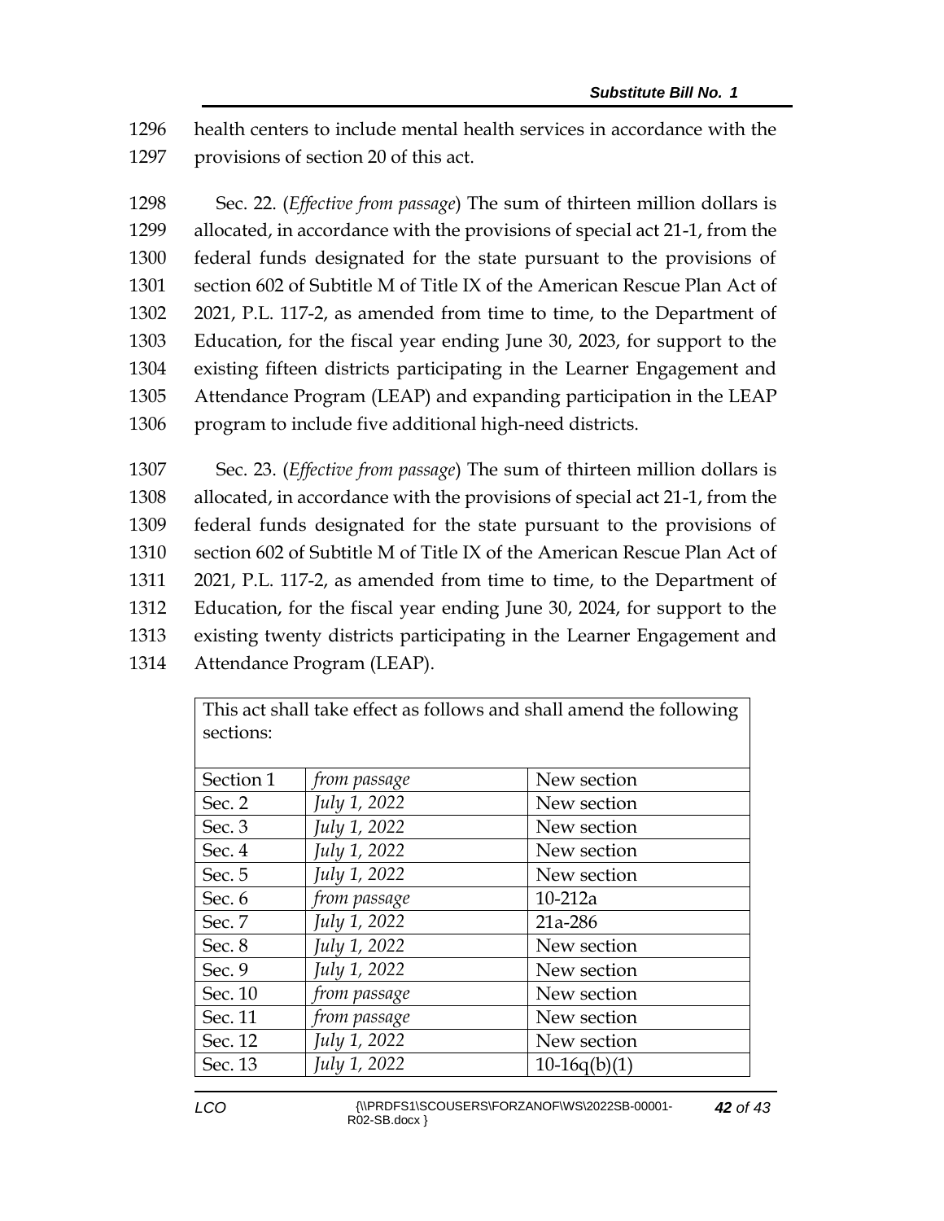health centers to include mental health services in accordance with the provisions of section 20 of this act.

Sec. 22. (*Effective from passage*) The sum of thirteen million dollars is allocated, in accordance with the provisions of special act 21-1, from the federal funds designated for the state pursuant to the provisions of section 602 of Subtitle M of Title IX of the American Rescue Plan Act of 2021, P.L. 117-2, as amended from time to time, to the Department of Education, for the fiscal year ending June 30, 2023, for support to the existing fifteen districts participating in the Learner Engagement and Attendance Program (LEAP) and expanding participation in the LEAP program to include five additional high-need districts.

Sec. 23. (*Effective from passage*) The sum of thirteen million dollars is allocated, in accordance with the provisions of special act 21-1, from the federal funds designated for the state pursuant to the provisions of section 602 of Subtitle M of Title IX of the American Rescue Plan Act of 2021, P.L. 117-2, as amended from time to time, to the Department of Education, for the fiscal year ending June 30, 2024, for support to the existing twenty districts participating in the Learner Engagement and Attendance Program (LEAP).

| This act shall take effect as follows and shall amend the following sections: | | |
|---|---|---|
| Section 1 | *from passage* | New section |
| Sec. 2 | *July 1, 2022* | New section |
| Sec. 3 | *July 1, 2022* | New section |
| Sec. 4 | *July 1, 2022* | New section |
| Sec. 5 | *July 1, 2022* | New section |
| Sec. 6 | *from passage* | 10-212a |
| Sec. 7 | *July 1, 2022* | 21a-286 |
| Sec. 8 | *July 1, 2022* | New section |
| Sec. 9 | *July 1, 2022* | New section |
| Sec. 10 | *from passage* | New section |
| Sec. 11 | *from passage* | New section |
| Sec. 12 | *July 1, 2022* | New section |
| Sec. 13 | *July 1, 2022* | 10-16q(b)(1) |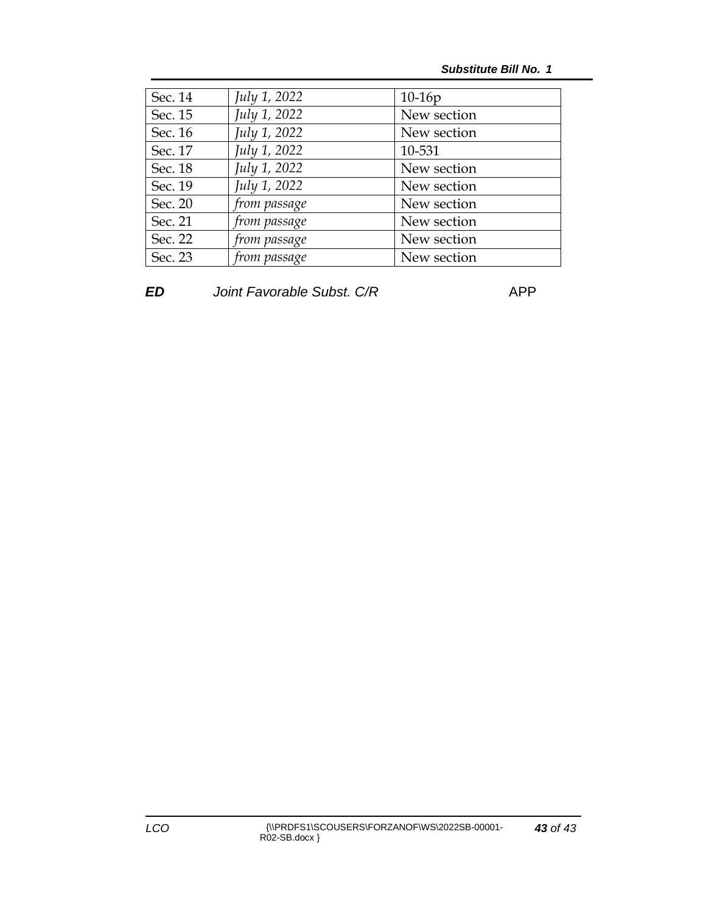| | | |
|---|---|---|
| Sec. 14 | *July 1, 2022* | 10-16p |
| Sec. 15 | *July 1, 2022* | New section |
| Sec. 16 | *July 1, 2022* | New section |
| Sec. 17 | *July 1, 2022* | 10-531 |
| Sec. 18 | *July 1, 2022* | New section |
| Sec. 19 | *July 1, 2022* | New section |
| Sec. 20 | *from passage* | New section |
| Sec. 21 | *from passage* | New section |
| Sec. 22 | *from passage* | New section |
| Sec. 23 | *from passage* | New section |

***ED*** *Joint Favorable Subst. C/R* APP